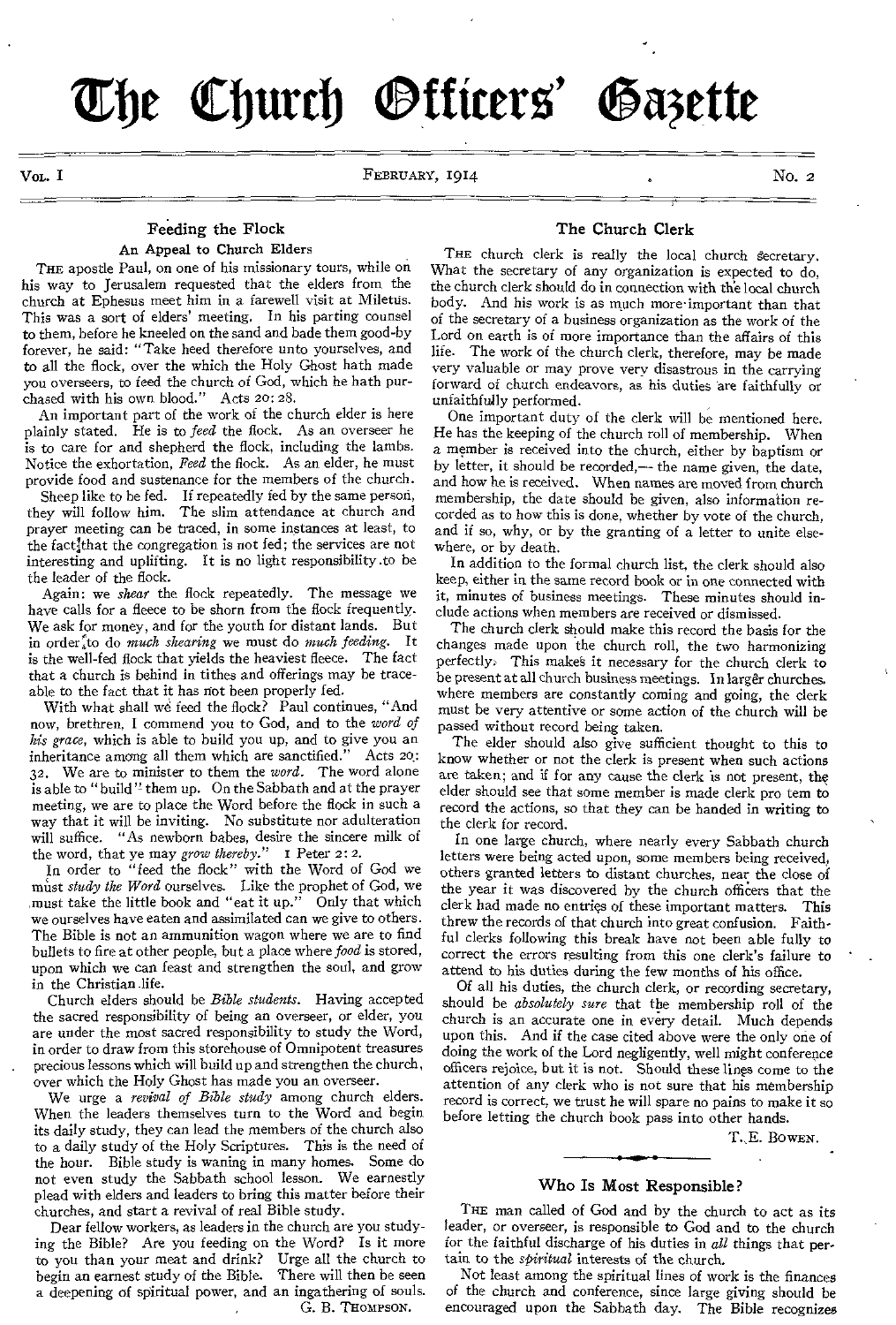# The Church Officers' Gazette

VOL. I — FEBRUARY, 1914 — No. 2

## Feeding the Flock

### An Appeal to Church Elders

THE apostle Paul, on one of his missionary tours, while on his way to Jerusalem requested that the elders from the church at Ephesus meet him in a farewell visit at Miletus. This was a sort of elders' meeting. In his parting counsel to them, before he kneeled on the sand and bade them good-by forever, he said: "Take heed therefore unto yourselves, and to all the flock, over the which the Holy Ghost hath made you overseers, to feed the church of God, which he hath purchased with his own blood." Acts 20:28.

An important part of the work of the church elder is here plainly stated. He is to *feed* the flock. As an overseer he is to care for and shepherd the flock, including the lambs. Notice the exhortation, *Feed* the flock. As an elder, he must provide food and sustenance for the members of the church.

Sheep like to be fed. If repeatedly fed by the same person, they will follow him. The slim attendance at church and prayer meeting can be traced, in some instances at least, to the fact that the congregation is not fed; the services are not interesting and uplifting. It is no light responsibility to be the leader of the flock.

Again: we *shear* the flock repeatedly. The message we have calls for a fleece to be shorn from the flock frequently. We ask for money, and for the youth for distant lands. But in order to do *much shearing* we must do *much feeding*. It is the well-fed flock that yields the heaviest fleece. The fact that a church is behind in tithes and offerings may be traceable to the fact that it has not been properly fed.

With what shall we feed the flock? Paul continues, "And now, brethren, I commend you to God, and to the *word of his grace*, which is able to build you up, and to give you an inheritance among all them which are sanctified." Acts 20:32. We are to minister to them the *word*. The word alone is able to "build" them up. On the Sabbath and at the prayer meeting, we are to place the Word before the flock in such a way that it will be inviting. No substitute nor adulteration will suffice. "As newborn babes, desire the sincere milk of the word, that ye may *grow thereby*." 1 Peter 2:2.

In order to "feed the flock" with the Word of God we must *study the Word* ourselves. Like the prophet of God, we must take the little book and "eat it up." Only that which we ourselves have eaten and assimilated can we give to others. The Bible is not an ammunition wagon where we are to find bullets to fire at other people, but a place where *food* is stored, upon which we can feast and strengthen the soul, and grow in the Christian life.

Church elders should be *Bible students*. Having accepted the sacred responsibility of being an overseer, or elder, you are under the most sacred responsibility to study the Word, in order to draw from this storehouse of Omnipotent treasures precious lessons which will build up and strengthen the church, over which the Holy Ghost has made you an overseer.

We urge a *revival of Bible study* among church elders. When the leaders themselves turn to the Word and begin its daily study, they can lead the members of the church also to a daily study of the Holy Scriptures. This is the need of the hour. Bible study is waning in many homes. Some do not even study the Sabbath school lesson. We earnestly plead with elders and leaders to bring this matter before their churches, and start a revival of real Bible study.

Dear fellow workers, as leaders in the church are you studying the Bible? Are you feeding on the Word? Is it more to you than your meat and drink? Urge all the church to begin an earnest study of the Bible. There will then be seen a deepening of spiritual power, and an ingathering of souls.

G. B. THOMPSON.

## The Church Clerk

THE church clerk is really the local church secretary. What the secretary of any organization is expected to do, the church clerk should do in connection with the local church body. And his work is as much more important than that of the secretary of a business organization as the work of the Lord on earth is of more importance than the affairs of this life. The work of the church clerk, therefore, may be made very valuable or may prove very disastrous in the carrying forward of church endeavors, as his duties are faithfully or unfaithfully performed.

One important duty of the clerk will be mentioned here. He has the keeping of the church roll of membership. When a member is received into the church, either by baptism or by letter, it should be recorded,— the name given, the date, and how he is received. When names are moved from church membership, the date should be given, also information recorded as to how this is done, whether by vote of the church, and if so, why, or by the granting of a letter to unite elsewhere, or by death.

In addition to the formal church list, the clerk should also keep, either in the same record book or in one connected with it, minutes of business meetings. These minutes should include actions when members are received or dismissed.

The church clerk should make this record the basis for the changes made upon the church roll, the two harmonizing perfectly. This makes it necessary for the church clerk to be present at all church business meetings. In larger churches, where members are constantly coming and going, the clerk must be very attentive or some action of the church will be passed without record being taken.

The elder should also give sufficient thought to this to know whether or not the clerk is present when such actions are taken; and if for any cause the clerk is not present, the elder should see that some member is made clerk pro tem to record the actions, so that they can be handed in writing to the clerk for record.

In one large church, where nearly every Sabbath church letters were being acted upon, some members being received, others granted letters to distant churches, near the close of the year it was discovered by the church officers that the clerk had made no entries of these important matters. This threw the records of that church into great confusion. Faithful clerks following this break have not been able fully to correct the errors resulting from this one clerk's failure to attend to his duties during the few months of his office.

Of all his duties, the church clerk, or recording secretary, should be *absolutely sure* that the membership roll of the church is an accurate one in every detail. Much depends upon this. And if the case cited above were the only one of doing the work of the Lord negligently, well might conference officers rejoice, but it is not. Should these lines come to the attention of any clerk who is not sure that his membership record is correct, we trust he will spare no pains to make it so before letting the church book pass into other hands.

T. E. BOWEN.

## Who Is Most Responsible?

THE man called of God and by the church to act as its leader, or overseer, is responsible to God and to the church for the faithful discharge of his duties in *all* things that pertain to the *spiritual* interests of the church.

Not least among the spiritual lines of work is the finances of the church and conference, since large giving should be encouraged upon the Sabbath day. The Bible recognizes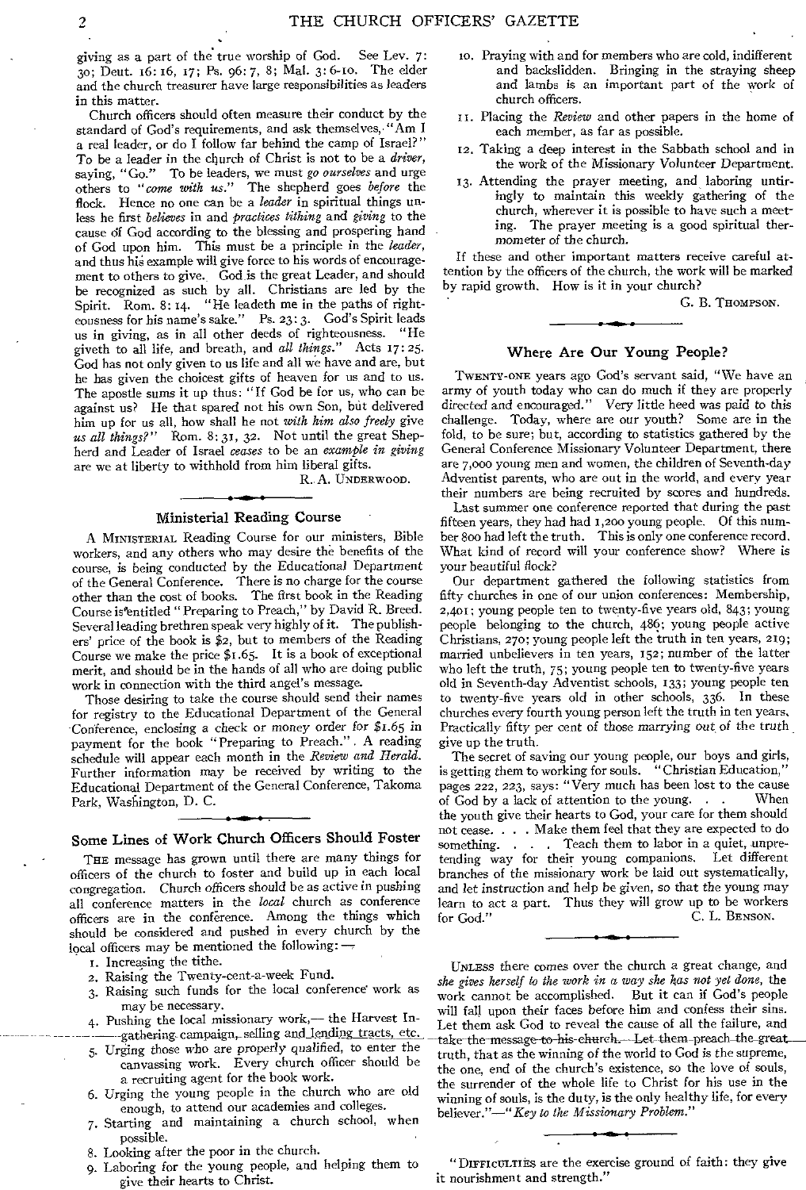giving as a part of the true worship of God. See Lev. 7: 30; Deut. 16: 16, 17; Ps. 96: 7, 8; Mal. 3: 6-10. The elder and the church treasurer have large responsibilities as leaders in this matter.

Church officers should often measure their conduct by the standard of God's requirements, and ask themselves, "Am I a real leader, or do I follow far behind the camp of Israel?" To be a leader in the church of Christ is not to be a *driver*, saying, "Go." To be leaders, we must *go ourselves* and urge others to "*come with us*." The shepherd goes *before* the flock. Hence no one can be a *leader* in spiritual things unless he first *believes* in and *practices tithing* and *giving* to the cause of God according to the blessing and prospering hand of God upon him. This must be a principle in the *leader*, and thus his example will give force to his words of encouragement to others to give. God is the great Leader, and should be recognized as such by all. Christians are led by the Spirit. Rom. 8: 14. "He leadeth me in the paths of righteousness for his name's sake." Ps. 23: 3. God's Spirit leads us in giving, as in all other deeds of righteousness. "He giveth to all life, and breath, and *all things*." Acts 17: 25. God has not only given to us life and all we have and are, but he has given the choicest gifts of heaven for us and to us. The apostle sums it up thus: "If God be for us, who can be against us? He that spared not his own Son, but delivered him up for us all, how shall he not *with him also freely* give *us all things?*" Rom. 8: 31, 32. Not until the great Shepherd and Leader of Israel *ceases* to be an *example in giving* are we at liberty to withhold from him liberal gifts.

R. A. UNDERWOOD.

## Ministerial Reading Course

A MINISTERIAL Reading Course for our ministers, Bible workers, and any others who may desire the benefits of the course, is being conducted by the Educational Department of the General Conference. There is no charge for the course other than the cost of books. The first book in the Reading Course is entitled "Preparing to Preach," by David R. Breed. Several leading brethren speak very highly of it. The publishers' price of the book is $2, but to members of the Reading Course we make the price $1.65. It is a book of exceptional merit, and should be in the hands of all who are doing public work in connection with the third angel's message.

Those desiring to take the course should send their names for registry to the Educational Department of the General Conference, enclosing a check or money order for $1.65 in payment for the book "Preparing to Preach." A reading schedule will appear each month in the *Review and Herald*. Further information may be received by writing to the Educational Department of the General Conference, Takoma Park, Washington, D. C.

## Some Lines of Work Church Officers Should Foster

THE message has grown until there are many things for officers of the church to foster and build up in each local congregation. Church officers should be as active in pushing all conference matters in the *local* church as conference officers are in the conference. Among the things which should be considered and pushed in every church by the local officers may be mentioned the following: —

1. Increasing the tithe.
2. Raising the Twenty-cent-a-week Fund.
3. Raising such funds for the local conference work as may be necessary.
4. Pushing the local missionary work,— the Harvest Ingathering campaign, selling and lending tracts, etc.
5. Urging those who are *properly qualified*, to enter the canvassing work. Every church officer should be a recruiting agent for the book work.
6. Urging the young people in the church who are old enough, to attend our academies and colleges.
7. Starting and maintaining a church school, when possible.
8. Looking after the poor in the church.
9. Laboring for the young people, and helping them to give their hearts to Christ.
10. Praying with and for members who are cold, indifferent and backslidden. Bringing in the straying sheep and lambs is an important part of the work of church officers.
11. Placing the *Review* and other papers in the home of each member, as far as possible.
12. Taking a deep interest in the Sabbath school and in the work of the Missionary Volunteer Department.
13. Attending the prayer meeting, and laboring untiringly to maintain this weekly gathering of the church, wherever it is possible to have such a meeting. The prayer meeting is a good spiritual thermometer of the church.

If these and other important matters receive careful attention by the officers of the church, the work will be marked by rapid growth. How is it in your church?

G. B. THOMPSON.

## Where Are Our Young People?

TWENTY-ONE years ago God's servant said, "We have an army of youth today who can do much if they are properly directed and encouraged." Very little heed was paid to this challenge. Today, where are our youth? Some are in the fold, to be sure; but, according to statistics gathered by the General Conference Missionary Volunteer Department, there are 7,000 young men and women, the children of Seventh-day Adventist parents, who are out in the world, and every year their numbers are being recruited by scores and hundreds.

Last summer one conference reported that during the past fifteen years, they had had 1,200 young people. Of this number 800 had left the truth. This is only one conference record. What kind of record will your conference show? Where is your beautiful flock?

Our department gathered the following statistics from fifty churches in one of our union conferences: Membership, 2,401; young people ten to twenty-five years old, 843; young people belonging to the church, 486; young people active Christians, 270; young people left the truth in ten years, 219; married unbelievers in ten years, 152; number of the latter who left the truth, 75; young people ten to twenty-five years old in Seventh-day Adventist schools, 133; young people ten to twenty-five years old in other schools, 336. In these churches every fourth young person left the truth in ten years. Practically fifty per cent of those *marrying out* of the truth give up the truth.

The secret of saving our young people, our boys and girls, is getting them to working for souls. "Christian Education," pages 222, 223, says: "Very much has been lost to the cause of God by a lack of attention to the young. . . When the youth give their hearts to God, your care for them should not cease. . . . Make them feel that they are expected to do something. . . . Teach them to labor in a quiet, unpretending way for their young companions. Let different branches of the missionary work be laid out systematically, and let instruction and help be given, so that the young may learn to act a part. Thus they will grow up to be workers for God."

C. L. BENSON.

UNLESS there comes over the church a great change, and *she gives herself to the work in a way she has not yet done*, the work cannot be accomplished. But it can if God's people will fall upon their faces before him and confess their sins. Let them ask God to reveal the cause of all the failure, and take the message to his church. Let them preach the great truth, that as the winning of the world to God is the supreme, the one, end of the church's existence, so the love of souls, the surrender of the whole life to Christ for his use in the winning of souls, is the duty, is the only healthy life, for every believer."—"*Key to the Missionary Problem.*"

"DIFFICULTIES are the exercise ground of faith: they give it nourishment and strength."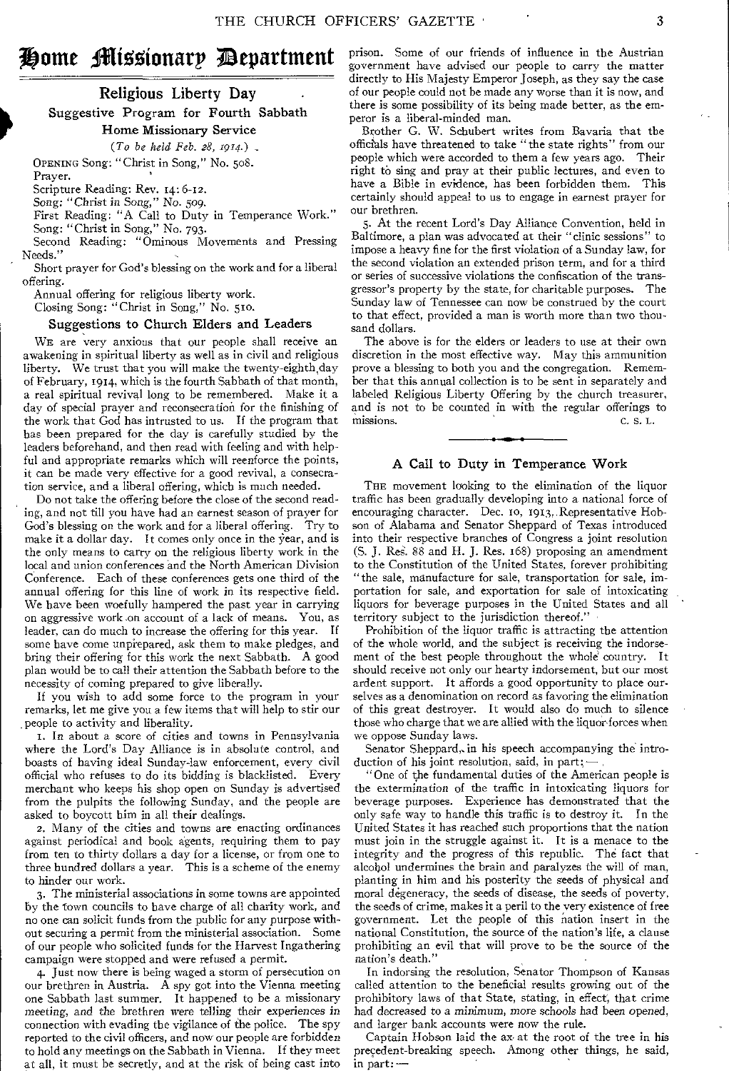# Home Missionary Department

## Religious Liberty Day

### Suggestive Program for Fourth Sabbath Home Missionary Service

*(To be held Feb. 28, 1914.)*

OPENING Song: "Christ in Song," No. 508.

Prayer.

Scripture Reading: Rev. 14: 6-12.

Song: "Christ in Song," No. 509.

First Reading: "A Call to Duty in Temperance Work."

Song: "Christ in Song," No. 793.

Second Reading: "Ominous Movements and Pressing Needs."

Short prayer for God's blessing on the work and for a liberal offering.

Annual offering for religious liberty work.

Closing Song: "Christ in Song," No. 510.

### Suggestions to Church Elders and Leaders

WE are very anxious that our people shall receive an awakening in spiritual liberty as well as in civil and religious liberty. We trust that you will make the twenty-eighth day of February, 1914, which is the fourth Sabbath of that month, a real spiritual revival long to be remembered. Make it a day of special prayer and reconsecration for the finishing of the work that God has intrusted to us. If the program that has been prepared for the day is carefully studied by the leaders beforehand, and then read with feeling and with helpful and appropriate remarks which will reenforce the points, it can be made very effective for a good revival, a consecration service, and a liberal offering, which is much needed.

Do not take the offering before the close of the second reading, and not till you have had an earnest season of prayer for God's blessing on the work and for a liberal offering. Try to make it a dollar day. It comes only once in the year, and is the only means to carry on the religious liberty work in the local and union conferences and the North American Division Conference. Each of these conferences gets one third of the annual offering for this line of work in its respective field. We have been woefully hampered the past year in carrying on aggressive work on account of a lack of means. You, as leader, can do much to increase the offering for this year. If some have come unprepared, ask them to make pledges, and bring their offering for this work the next Sabbath. A good plan would be to call their attention the Sabbath before to the necessity of coming prepared to give liberally.

If you wish to add some force to the program in your remarks, let me give you a few items that will help to stir our people to activity and liberality.

1. In about a score of cities and towns in Pennsylvania where the Lord's Day Alliance is in absolute control, and boasts of having ideal Sunday-law enforcement, every civil official who refuses to do its bidding is blacklisted. Every merchant who keeps his shop open on Sunday is advertised from the pulpits the following Sunday, and the people are asked to boycott him in all their dealings.

2. Many of the cities and towns are enacting ordinances against periodical and book agents, requiring them to pay from ten to thirty dollars a day for a license, or from one to three hundred dollars a year. This is a scheme of the enemy to hinder our work.

3. The ministerial associations in some towns are appointed by the town councils to have charge of all charity work, and no one can solicit funds from the public for any purpose without securing a permit from the ministerial association. Some of our people who solicited funds for the Harvest Ingathering campaign were stopped and were refused a permit.

4. Just now there is being waged a storm of persecution on our brethren in Austria. A spy got into the Vienna meeting one Sabbath last summer. It happened to be a missionary meeting, and the brethren were telling their experiences in connection with evading the vigilance of the police. The spy reported to the civil officers, and now our people are forbidden to hold any meetings on the Sabbath in Vienna. If they meet at all, it must be secretly, and at the risk of being cast into prison. Some of our friends of influence in the Austrian government have advised our people to carry the matter directly to His Majesty Emperor Joseph, as they say the case of our people could not be made any worse than it is now, and there is some possibility of its being made better, as the emperor is a liberal-minded man.

Brother G. W. Schubert writes from Bavaria that the officials have threatened to take "the state rights" from our people which were accorded to them a few years ago. Their right to sing and pray at their public lectures, and even to have a Bible in evidence, has been forbidden them. This certainly should appeal to us to engage in earnest prayer for our brethren.

5. At the recent Lord's Day Alliance Convention, held in Baltimore, a plan was advocated at their "clinic sessions" to impose a heavy fine for the first violation of a Sunday law, for the second violation an extended prison term, and for a third or series of successive violations the confiscation of the transgressor's property by the state, for charitable purposes. The Sunday law of Tennessee can now be construed by the court to that effect, provided a man is worth more than two thousand dollars.

The above is for the elders or leaders to use at their own discretion in the most effective way. May this ammunition prove a blessing to both you and the congregation. Remember that this annual collection is to be sent in separately and labeled Religious Liberty Offering by the church treasurer, and is not to be counted in with the regular offerings to missions.

C. S. L.

---

### A Call to Duty in Temperance Work

THE movement looking to the elimination of the liquor traffic has been gradually developing into a national force of encouraging character. Dec. 10, 1913, Representative Hobson of Alabama and Senator Sheppard of Texas introduced into their respective branches of Congress a joint resolution (S. J. Res. 88 and H. J. Res. 168) proposing an amendment to the Constitution of the United States, forever prohibiting "the sale, manufacture for sale, transportation for sale, importation for sale, and exportation for sale of intoxicating liquors for beverage purposes in the United States and all territory subject to the jurisdiction thereof."

Prohibition of the liquor traffic is attracting the attention of the whole world, and the subject is receiving the indorsement of the best people throughout the whole country. It should receive not only our hearty indorsement, but our most ardent support. It affords a good opportunity to place ourselves as a denomination on record as favoring the elimination of this great destroyer. It would also do much to silence those who charge that we are allied with the liquor forces when we oppose Sunday laws.

Senator Sheppard, in his speech accompanying the introduction of his joint resolution, said, in part: —

"One of the fundamental duties of the American people is the extermination of the traffic in intoxicating liquors for beverage purposes. Experience has demonstrated that the only safe way to handle this traffic is to destroy it. In the United States it has reached such proportions that the nation must join in the struggle against it. It is a menace to the integrity and the progress of this republic. The fact that alcohol undermines the brain and paralyzes the will of man, planting in him and his posterity the seeds of physical and moral degeneracy, the seeds of disease, the seeds of poverty, the seeds of crime, makes it a peril to the very existence of free government. Let the people of this nation insert in the national Constitution, the source of the nation's life, a clause prohibiting an evil that will prove to be the source of the nation's death."

In indorsing the resolution, Senator Thompson of Kansas called attention to the beneficial results growing out of the prohibitory laws of that State, stating, in effect, that crime had decreased to a minimum, more schools had been opened, and larger bank accounts were now the rule.

Captain Hobson laid the ax at the root of the tree in his precedent-breaking speech. Among other things, he said, in part: —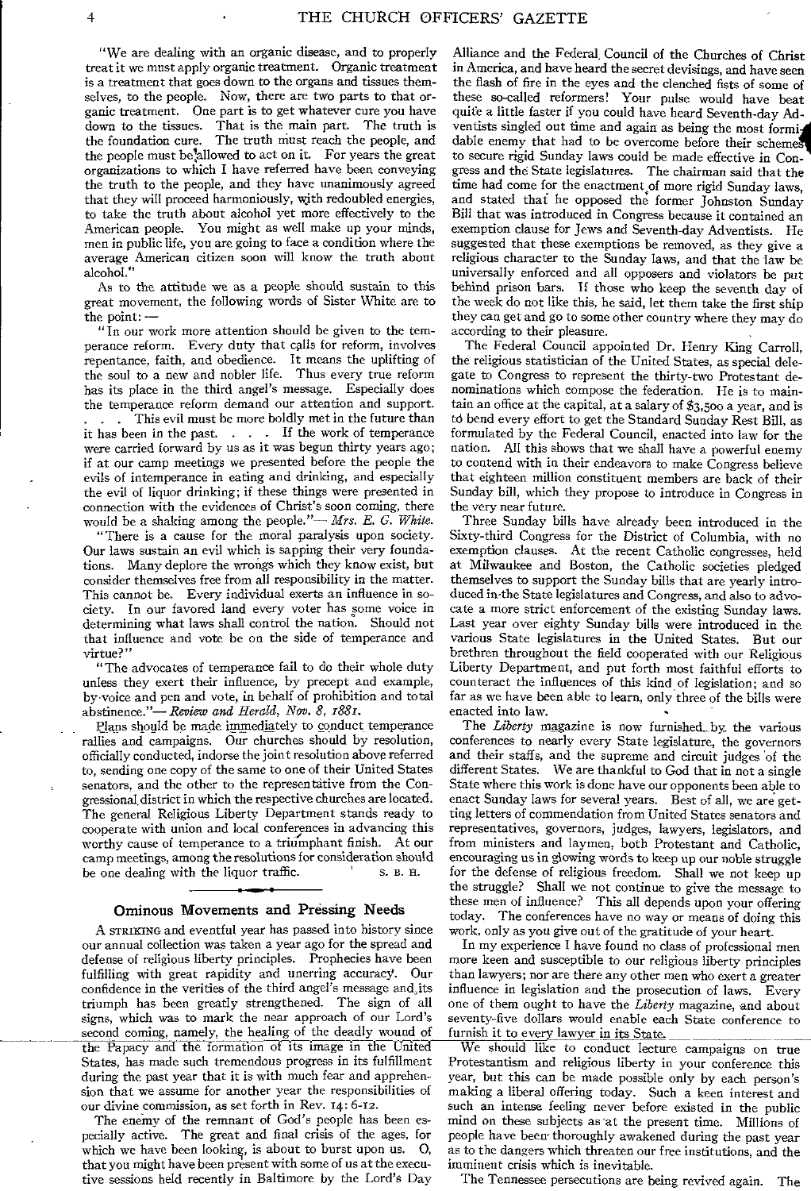"We are dealing with an organic disease, and to properly treat it we must apply organic treatment. Organic treatment is a treatment that goes down to the organs and tissues themselves, to the people. Now, there are two parts to that organic treatment. One part is to get whatever cure you have down to the tissues. That is the main part. The truth is the foundation cure. The truth must reach the people, and the people must be allowed to act on it. For years the great organizations to which I have referred have been conveying the truth to the people, and they have unanimously agreed that they will proceed harmoniously, with redoubled energies, to take the truth about alcohol yet more effectively to the American people. You might as well make up your minds, men in public life, you are going to face a condition where the average American citizen soon will know the truth about alcohol."

As to the attitude we as a people should sustain to this great movement, the following words of Sister White are to the point: —

"In our work more attention should be given to the temperance reform. Every duty that calls for reform, involves repentance, faith, and obedience. It means the uplifting of the soul to a new and nobler life. Thus every true reform has its place in the third angel's message. Especially does the temperance reform demand our attention and support. . . . This evil must be more boldly met in the future than it has been in the past. . . . If the work of temperance were carried forward by us as it was begun thirty years ago; if at our camp meetings we presented before the people the evils of intemperance in eating and drinking, and especially the evil of liquor drinking; if these things were presented in connection with the evidences of Christ's soon coming, there would be a shaking among the people."— *Mrs. E. G. White.*

"There is a cause for the moral paralysis upon society. Our laws sustain an evil which is sapping their very foundations. Many deplore the wrongs which they know exist, but consider themselves free from all responsibility in the matter. This cannot be. Every individual exerts an influence in society. In our favored land every voter has some voice in determining what laws shall control the nation. Should not that influence and vote be on the side of temperance and virtue?"

"The advocates of temperance fail to do their whole duty unless they exert their influence, by precept and example, by voice and pen and vote, in behalf of prohibition and total abstinence."— *Review and Herald, Nov. 8, 1881.*

Plans should be made immediately to conduct temperance rallies and campaigns. Our churches should by resolution, officially conducted, indorse the joint resolution above referred to, sending one copy of the same to one of their United States senators, and the other to the representative from the Congressional district in which the respective churches are located. The general Religious Liberty Department stands ready to cooperate with union and local conferences in advancing this worthy cause of temperance to a triumphant finish. At our camp meetings, among the resolutions for consideration should be one dealing with the liquor traffic.

S. B. H.

## Ominous Movements and Pressing Needs

A STRIKING and eventful year has passed into history since our annual collection was taken a year ago for the spread and defense of religious liberty principles. Prophecies have been fulfilling with great rapidity and unerring accuracy. Our confidence in the verities of the third angel's message and its triumph has been greatly strengthened. The sign of all signs, which was to mark the near approach of our Lord's second coming, namely, the healing of the deadly wound of the Papacy and the formation of its image in the United States, has made such tremendous progress in its fulfillment during the past year that it is with much fear and apprehension that we assume for another year the responsibilities of our divine commission, as set forth in Rev. 14: 6-12.

The enemy of the remnant of God's people has been especially active. The great and final crisis of the ages, for which we have been looking, is about to burst upon us. O, that you might have been present with some of us at the executive sessions held recently in Baltimore by the Lord's Day Alliance and the Federal Council of the Churches of Christ in America, and have heard the secret devisings, and have seen the flash of fire in the eyes and the clenched fists of some of these so-called reformers! Your pulse would have beat quite a little faster if you could have heard Seventh-day Adventists singled out time and again as being the most formidable enemy that had to be overcome before their schemes to secure rigid Sunday laws could be made effective in Congress and the State legislatures. The chairman said that the time had come for the enactment of more rigid Sunday laws, and stated that he opposed the former Johnston Sunday Bill that was introduced in Congress because it contained an exemption clause for Jews and Seventh-day Adventists. He suggested that these exemptions be removed, as they give a religious character to the Sunday laws, and that the law be universally enforced and all opposers and violators be put behind prison bars. If those who keep the seventh day of the week do not like this, he said, let them take the first ship they can get and go to some other country where they may do according to their pleasure.

The Federal Council appointed Dr. Henry King Carroll, the religious statistician of the United States, as special delegate to Congress to represent the thirty-two Protestant denominations which compose the federation. He is to maintain an office at the capital, at a salary of $3,500 a year, and is to bend every effort to get the Standard Sunday Rest Bill, as formulated by the Federal Council, enacted into law for the nation. All this shows that we shall have a powerful enemy to contend with in their endeavors to make Congress believe that eighteen million constituent members are back of their Sunday bill, which they propose to introduce in Congress in the very near future.

Three Sunday bills have already been introduced in the Sixty-third Congress for the District of Columbia, with no exemption clauses. At the recent Catholic congresses, held at Milwaukee and Boston, the Catholic societies pledged themselves to support the Sunday bills that are yearly introduced in the State legislatures and Congress, and also to advocate a more strict enforcement of the existing Sunday laws. Last year over eighty Sunday bills were introduced in the various State legislatures in the United States. But our brethren throughout the field cooperated with our Religious Liberty Department, and put forth most faithful efforts to counteract the influences of this kind of legislation; and so far as we have been able to learn, only three of the bills were enacted into law.

The *Liberty* magazine is now furnished by the various conferences to nearly every State legislature, the governors and their staffs, and the supreme and circuit judges of the different States. We are thankful to God that in not a single State where this work is done have our opponents been able to enact Sunday laws for several years. Best of all, we are getting letters of commendation from United States senators and representatives, governors, judges, lawyers, legislators, and from ministers and laymen, both Protestant and Catholic, encouraging us in glowing words to keep up our noble struggle for the defense of religious freedom. Shall we not keep up the struggle? Shall we not continue to give the message to these men of influence? This all depends upon your offering today. The conferences have no way or means of doing this work, only as you give out of the gratitude of your heart.

In my experience I have found no class of professional men more keen and susceptible to our religious liberty principles than lawyers; nor are there any other men who exert a greater influence in legislation and the prosecution of laws. Every one of them ought to have the *Liberty* magazine, and about seventy-five dollars would enable each State conference to furnish it to every lawyer in its State.

We should like to conduct lecture campaigns on true Protestantism and religious liberty in your conference this year, but this can be made possible only by each person's making a liberal offering today. Such a keen interest and such an intense feeling never before existed in the public mind on these subjects as at the present time. Millions of people have been thoroughly awakened during the past year as to the dangers which threaten our free institutions, and the imminent crisis which is inevitable.

The Tennessee persecutions are being revived again. The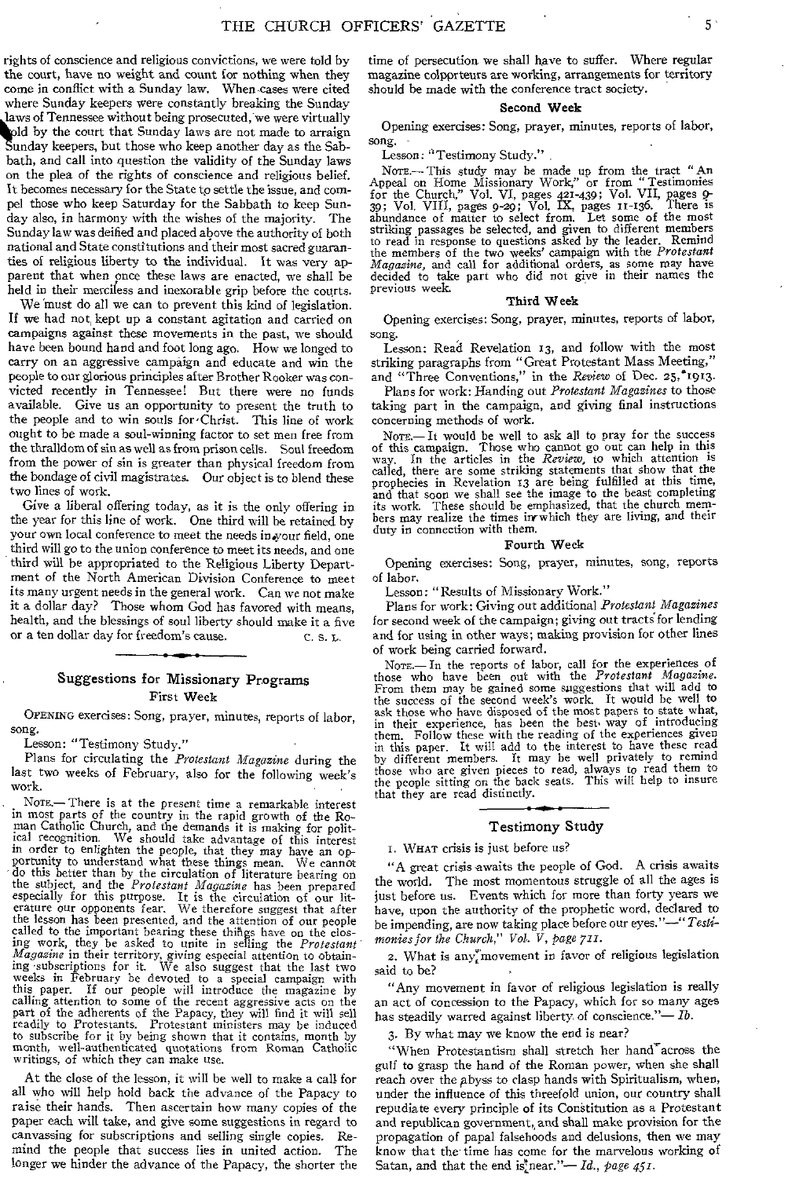rights of conscience and religious convictions, we were told by the court, have no weight and count for nothing when they come in conflict with a Sunday law. When cases were cited where Sunday keepers were constantly breaking the Sunday laws of Tennessee without being prosecuted, we were virtually told by the court that Sunday laws are not made to arraign Sunday keepers, but those who keep another day as the Sabbath, and call into question the validity of the Sunday laws on the plea of the rights of conscience and religious belief. It becomes necessary for the State to settle the issue, and compel those who keep Saturday for the Sabbath to keep Sunday also, in harmony with the wishes of the majority. The Sunday law was deified and placed above the authority of both national and State constitutions and their most sacred guaranties of religious liberty to the individual. It was very apparent that when once these laws are enacted, we shall be held in their merciless and inexorable grip before the courts.

We must do all we can to prevent this kind of legislation. If we had not kept up a constant agitation and carried on campaigns against these movements in the past, we should have been bound hand and foot long ago. How we longed to carry on an aggressive campaign and educate and win the people to our glorious principles after Brother Rooker was convicted recently in Tennessee! But there were no funds available. Give us an opportunity to present the truth to the people and to win souls for Christ. This line of work ought to be made a soul-winning factor to set men free from the thralldom of sin as well as from prison cells. Soul freedom from the power of sin is greater than physical freedom from the bondage of civil magistrates. Our object is to blend these two lines of work.

Give a liberal offering today, as it is the only offering in the year for this line of work. One third will be retained by your own local conference to meet the needs in your field, one third will go to the union conference to meet its needs, and one third will be appropriated to the Religious Liberty Department of the North American Division Conference to meet its many urgent needs in the general work. Can we not make it a dollar day? Those whom God has favored with means, health, and the blessings of soul liberty should make it a five or a ten dollar day for freedom's cause. C. S. L.

## Suggestions for Missionary Programs

### First Week

OPENING exercises: Song, prayer, minutes, reports of labor, song.

Lesson: "Testimony Study."

Plans for circulating the *Protestant Magazine* during the last two weeks of February, also for the following week's work.

NOTE.— There is at the present time a remarkable interest in most parts of the country in the rapid growth of the Roman Catholic Church, and the demands it is making for political recognition. We should take advantage of this interest in order to enlighten the people, that they may have an opportunity to understand what these things mean. We cannot do this better than by the circulation of literature bearing on the subject, and the *Protestant Magazine* has been prepared especially for this purpose. It is the circulation of our literature our opponents fear. We therefore suggest that after the lesson has been presented, and the attention of our people called to the important bearing these things have on the closing work, they be asked to unite in selling the *Protestant Magazine* in their territory, giving especial attention to obtaining subscriptions for it. We also suggest that the last two weeks in February be devoted to a special campaign with this paper. If our people will introduce the magazine by calling attention to some of the recent aggressive acts on the part of the adherents of the Papacy, they will find it will sell readily to Protestants. Protestant ministers may be induced to subscribe for it by being shown that it contains, month by month, well-authenticated quotations from Roman Catholic writings, of which they can make use.

At the close of the lesson, it will be well to make a call for all who will help hold back the advance of the Papacy to raise their hands. Then ascertain how many copies of the paper each will take, and give some suggestions in regard to canvassing for subscriptions and selling single copies. Remind the people that success lies in united action. The longer we hinder the advance of the Papacy, the shorter the time of persecution we shall have to suffer. Where regular magazine colporteurs are working, arrangements for territory should be made with the conference tract society.

### Second Week

Opening exercises: Song, prayer, minutes, reports of labor, song.

Lesson: "Testimony Study."

NOTE.— This study may be made up from the tract "An Appeal on Home Missionary Work," or from "Testimonies for the Church," Vol. VI, pages 421-439; Vol. VII, pages 9-39; Vol. VIII, pages 9-29; Vol. IX, pages 11-136. There is abundance of matter to select from. Let some of the most striking passages be selected, and given to different members to read in response to questions asked by the leader. Remind the members of the two weeks' campaign with the *Protestant Magazine*, and call for additional orders, as some may have decided to take part who did not give in their names the previous week.

### Third Week

Opening exercises: Song, prayer, minutes, reports of labor, song.

Lesson: Read Revelation 13, and follow with the most striking paragraphs from "Great Protestant Mass Meeting," and "Three Conventions," in the *Review* of Dec. 25, 1913.

Plans for work: Handing out *Protestant Magazines* to those taking part in the campaign, and giving final instructions concerning methods of work.

NOTE.— It would be well to ask all to pray for the success of this campaign. Those who cannot go out can help in this way. In the articles in the *Review*, to which attention is called, there are some striking statements that show that the prophecies in Revelation 13 are being fulfilled at this time, and that soon we shall see the image to the beast completing its work. These should be emphasized, that the church members may realize the times in which they are living, and their duty in connection with them.

### Fourth Week

Opening exercises: Song, prayer, minutes, song, reports of labor.

Lesson: "Results of Missionary Work."

Plans for work: Giving out additional *Protestant Magazines* for second week of the campaign; giving out tracts for lending and for using in other ways; making provision for other lines of work being carried forward.

NOTE.— In the reports of labor, call for the experiences of those who have been out with the *Protestant Magazine*. From them may be gained some suggestions that will add to the success of the second week's work. It would be well to ask those who have disposed of the most papers to state what, in their experience, has been the best way of introducing them. Follow these with the reading of the experiences given in this paper. It will add to the interest to have these read by different members. It may be well privately to remind those who are given pieces to read, always to read them to the people sitting on the back seats. This will help to insure that they are read distinctly.

## Testimony Study

1. WHAT crisis is just before us?

"A great crisis awaits the people of God. A crisis awaits the world. The most momentous struggle of all the ages is just before us. Events which for more than forty years we have, upon the authority of the prophetic word, declared to be impending, are now taking place before our eyes."—*"Testimonies for the Church," Vol. V, page 711.*

2. What is any movement in favor of religious legislation said to be?

"Any movement in favor of religious legislation is really an act of concession to the Papacy, which for so many ages has steadily warred against liberty of conscience."— *Ib.*

3. By what may we know the end is near?

"When Protestantism shall stretch her hand across the gulf to grasp the hand of the Roman power, when she shall reach over the abyss to clasp hands with Spiritualism, when, under the influence of this threefold union, our country shall repudiate every principle of its Constitution as a Protestant and republican government, and shall make provision for the propagation of papal falsehoods and delusions, then we may know that the time has come for the marvelous working of Satan, and that the end is near."— *Id., page 451.*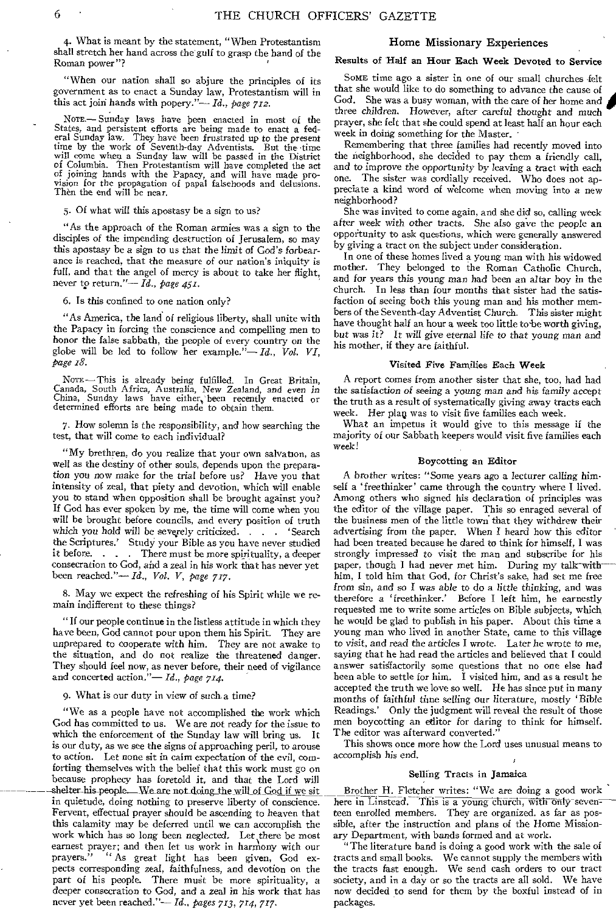4. What is meant by the statement, "When Protestantism shall stretch her hand across the gulf to grasp the hand of the Roman power"?

"When our nation shall so abjure the principles of its government as to enact a Sunday law, Protestantism will in this act join hands with popery."— *Id., page 712.*

NOTE.— Sunday laws have been enacted in most of the States, and persistent efforts are being made to enact a federal Sunday law. They have been frustrated up to the present time by the work of Seventh-day Adventists. But the time will come when a Sunday law will be passed in the District of Columbia. Then Protestantism will have completed the act of joining hands with the Papacy, and will have made provision for the propagation of papal falsehoods and delusions. Then the end will be near.

5. Of what will this apostasy be a sign to us?

"As the approach of the Roman armies was a sign to the disciples of the impending destruction of Jerusalem, so may this apostasy be a sign to us that the limit of God's forbearance is reached, that the measure of our nation's iniquity is full, and that the angel of mercy is about to take her flight, never to return."— *Id., page 451.*

6. Is this confined to one nation only?

"As America, the land of religious liberty, shall unite with the Papacy in forcing the conscience and compelling men to honor the false sabbath, the people of every country on the globe will be led to follow her example."— *Id., Vol. VI, page 18.*

NOTE.— This is already being fulfilled. In Great Britain, Canada, South Africa, Australia, New Zealand, and even in China, Sunday laws have either been recently enacted or determined efforts are being made to obtain them.

7. How solemn is the responsibility, and how searching the test, that will come to each individual?

"My brethren, do you realize that your own salvation, as well as the destiny of other souls, depends upon the preparation you now make for the trial before us? Have you that intensity of zeal, that piety and devotion, which will enable you to stand when opposition shall be brought against you? If God has ever spoken by me, the time will come when you will be brought before councils, and every position of truth which you hold will be severely criticized. . . . 'Search the Scriptures.' Study your Bible as you have never studied it before. . . . There must be more spirituality, a deeper consecration to God, and a zeal in his work that has never yet been reached."— *Id., Vol. V, page 717.*

8. May we expect the refreshing of his Spirit while we remain indifferent to these things?

"If our people continue in the listless attitude in which they have been, God cannot pour upon them his Spirit. They are unprepared to cooperate with him. They are not awake to the situation, and do not realize the threatened danger. They should feel now, as never before, their need of vigilance and concerted action."— *Id., page 714.*

9. What is our duty in view of such a time?

"We as a people have not accomplished the work which God has committed to us. We are not ready for the issue to which the enforcement of the Sunday law will bring us. It is our duty, as we see the signs of approaching peril, to arouse to action. Let none sit in calm expectation of the evil, comforting themselves with the belief that this work must go on because prophecy has foretold it, and that the Lord will shelter his people. We are not doing the will of God if we sit in quietude, doing nothing to preserve liberty of conscience. Fervent, effectual prayer should be ascending to heaven that this calamity may be deferred until we can accomplish the work which has so long been neglected. Let there be most earnest prayer; and then let us work in harmony with our prayers." "As great light has been given, God expects corresponding zeal, faithfulness, and devotion on the part of his people. There must be more spirituality, a deeper consecration to God, and a zeal in his work that has never yet been reached."— *Id., pages 713, 714, 717.*

## Home Missionary Experiences

### Results of Half an Hour Each Week Devoted to Service

SOME time ago a sister in one of our small churches felt that she would like to do something to advance the cause of God. She was a busy woman, with the care of her home and three children. However, after careful thought and much prayer, she felt that she could spend at least half an hour each week in doing something for the Master.

Remembering that three families had recently moved into the neighborhood, she decided to pay them a friendly call, and to improve the opportunity by leaving a tract with each one. The sister was cordially received. Who does not appreciate a kind word of welcome when moving into a new neighborhood?

She was invited to come again, and she did so, calling week after week with other tracts. She also gave the people an opportunity to ask questions, which were generally answered by giving a tract on the subject under consideration.

In one of these homes lived a young man with his widowed mother. They belonged to the Roman Catholic Church, and for years this young man had been an altar boy in the church. In less than four months that sister had the satisfaction of seeing both this young man and his mother members of the Seventh-day Adventist Church. This sister might have thought half an hour a week too little to be worth giving, but was it? It will give eternal life to that young man and his mother, if they are faithful.

### Visited Five Families Each Week

A report comes from another sister that she, too, had had the satisfaction of seeing a young man and his family accept the truth as a result of systematically giving away tracts each week. Her plan was to visit five families each week.

What an impetus it would give to this message if the majority of our Sabbath keepers would visit five families each week!

### Boycotting an Editor

A brother writes: "Some years ago a lecturer calling himself a 'freethinker' came through the country where I lived. Among others who signed his declaration of principles was the editor of the village paper. This so enraged several of the business men of the little town that they withdrew their advertising from the paper. When I heard how this editor had been treated because he dared to think for himself, I was strongly impressed to visit the man and subscribe for his paper, though I had never met him. During my talk with him, I told him that God, for Christ's sake, had set me free from sin, and so I was able to do a little thinking, and was therefore a 'freethinker.' Before I left him, he earnestly requested me to write some articles on Bible subjects, which he would be glad to publish in his paper. About this time a young man who lived in another State, came to this village to visit, and read the articles I wrote. Later he wrote to me, saying that he had read the articles and believed that I could answer satisfactorily some questions that no one else had been able to settle for him. I visited him, and as a result he accepted the truth we love so well. He has since put in many months of faithful time selling our literature, mostly 'Bible Readings.' Only the judgment will reveal the result of those men boycotting an editor for daring to think for himself. The editor was afterward converted."

This shows once more how the Lord uses unusual means to accomplish his end.

### Selling Tracts in Jamaica

Brother H. Fletcher writes: "We are doing a good work here in Linstead. This is a young church, with only seventeen enrolled members. They are organized, as far as possible, after the instruction and plans of the Home Missionary Department, with bands formed and at work.

"The literature band is doing a good work with the sale of tracts and small books. We cannot supply the members with the tracts fast enough. We send cash orders to our tract society, and in a day or so the tracts are all sold. We have now decided to send for them by the boxful instead of in packages.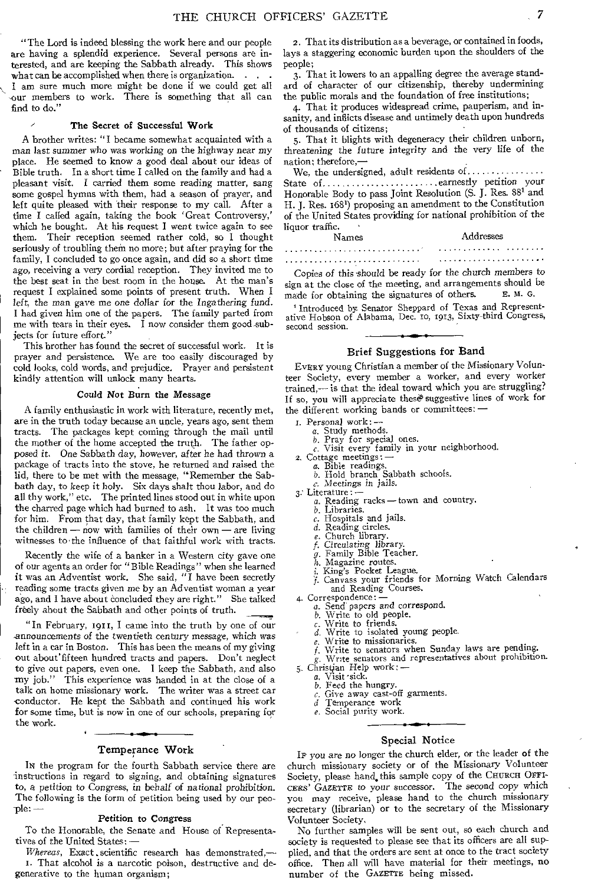"The Lord is indeed blessing the work here and our people are having a splendid experience. Several persons are interested, and are keeping the Sabbath already. This shows what can be accomplished when there is organization. . . . I am sure much more might be done if we could get all our members to work. There is something that all can find to do."

### The Secret of Successful Work

A brother writes: "I became somewhat acquainted with a man last summer who was working on the highway near my place. He seemed to know a good deal about our ideas of Bible truth. In a short time I called on the family and had a pleasant visit. I carried them some reading matter, sang some gospel hymns with them, had a season of prayer, and left quite pleased with their response to my call. After a time I called again, taking the book 'Great Controversy,' which he bought. At his request I went twice again to see them. Their reception seemed rather cold, so I thought seriously of troubling them no more; but after praying for the family, I concluded to go once again, and did so a short time ago, receiving a very cordial reception. They invited me to the best seat in the best room in the house. At the man's request I explained some points of present truth. When I left, the man gave me one dollar for the Ingathering fund. I had given him one of the papers. The family parted from me with tears in their eyes. I now consider them good subjects for future effort."

This brother has found the secret of successful work. It is prayer and persistence. We are too easily discouraged by cold looks, cold words, and prejudice. Prayer and persistent kindly attention will unlock many hearts.

### Could Not Burn the Message

A family enthusiastic in work with literature, recently met, are in the truth today because an uncle, years ago, sent them tracts. The packages kept coming through the mail until the mother of the home accepted the truth. The father opposed it. One Sabbath day, however, after he had thrown a package of tracts into the stove, he returned and raised the lid, there to be met with the message, "Remember the Sabbath day, to keep it holy. Six days shalt thou labor, and do all thy work," etc. The printed lines stood out in white upon the charred page which had burned to ash. It was too much for him. From that day, that family kept the Sabbath, and the children — now with families of their own — are living witnesses to the influence of that faithful work with tracts.

Recently the wife of a banker in a Western city gave one of our agents an order for "Bible Readings" when she learned it was an Adventist work. She said, "I have been secretly reading some tracts given me by an Adventist woman a year ago, and I have about concluded they are right." She talked freely about the Sabbath and other points of truth.

"In February, 1911, I came into the truth by one of our announcements of the twentieth century message, which was left in a car in Boston. This has been the means of my giving out about fifteen hundred tracts and papers. Don't neglect to give out papers, even one. I keep the Sabbath, and also my job." This experience was handed in at the close of a talk on home missionary work. The writer was a street car conductor. He kept the Sabbath and continued his work for some time, but is now in one of our schools, preparing for the work.

## Temperance Work

In the program for the fourth Sabbath service there are instructions in regard to signing, and obtaining signatures to, a petition to Congress, in behalf of national prohibition. The following is the form of petition being used by our people: —

### Petition to Congress

To the Honorable, the Senate and House of Representatives of the United States: —

*Whereas*, Exact scientific research has demonstrated,—

1. That alcohol is a narcotic poison, destructive and degenerative to the human organism;
2. That its distribution as a beverage, or contained in foods, lays a staggering economic burden upon the shoulders of the people;
3. That it lowers to an appalling degree the average standard of character of our citizenship, thereby undermining the public morals and the foundation of free institutions;
4. That it produces widespread crime, pauperism, and insanity, and inflicts disease and untimely death upon hundreds of thousands of citizens;
5. That it blights with degeneracy their children unborn, threatening the future integrity and the very life of the nation; therefore,—

We, the undersigned, adult residents of................ State of........................earnestly petition your Honorable Body to pass Joint Resolution (S. J. Res. 88[1] and H. J. Res. 168[1]) proposing an amendment to the Constitution of the United States providing for national prohibition of the liquor traffic.

| Names | Addresses |
|---|---|
| ............................ | ..................... |
| ............................ | ..................... |

Copies of this should be ready for the church members to sign at the close of the meeting, and arrangements should be made for obtaining the signatures of others. E. M. G.

[1] Introduced by Senator Sheppard of Texas and Representative Hobson of Alabama, Dec. 10, 1913, Sixty-third Congress, second session.

## Brief Suggestions for Band

Every young Christian a member of the Missionary Volunteer Society, every member a worker, and every worker trained,— is that the ideal toward which you are struggling? If so, you will appreciate these suggestive lines of work for the different working bands or committees: —

1. Personal work: —
   a. Study methods.
   b. Pray for special ones.
   c. Visit every family in your neighborhood.
2. Cottage meetings: —
   a. Bible readings.
   b. Hold branch Sabbath schools.
   c. Meetings in jails.
3. Literature: —
   a. Reading racks — town and country.
   b. Libraries.
   c. Hospitals and jails.
   d. Reading circles.
   e. Church library.
   f. Circulating library.
   g. Family Bible Teacher.
   h. Magazine routes.
   i. King's Pocket League.
   j. Canvass your friends for Morning Watch Calendars and Reading Courses.
4. Correspondence: —
   a. Send papers and correspond.
   b. Write to old people.
   c. Write to friends.
   d. Write to isolated young people.
   e. Write to missionaries.
   f. Write to senators when Sunday laws are pending.
   g. Write senators and representatives about prohibition.
5. Christian Help work: —
   a. Visit sick.
   b. Feed the hungry.
   c. Give away cast-off garments.
   d. Temperance work
   e. Social purity work.

## Special Notice

If you are no longer the church elder, or the leader of the church missionary society or of the Missionary Volunteer Society, please hand this sample copy of the Church Officers' Gazette to your successor. The second copy which you may receive, please hand to the church missionary secretary (librarian) or to the secretary of the Missionary Volunteer Society.

No further samples will be sent out, so each church and society is requested to please see that its officers are all supplied, and that the orders are sent at once to the tract society office. Then all will have material for their meetings, no number of the Gazette being missed.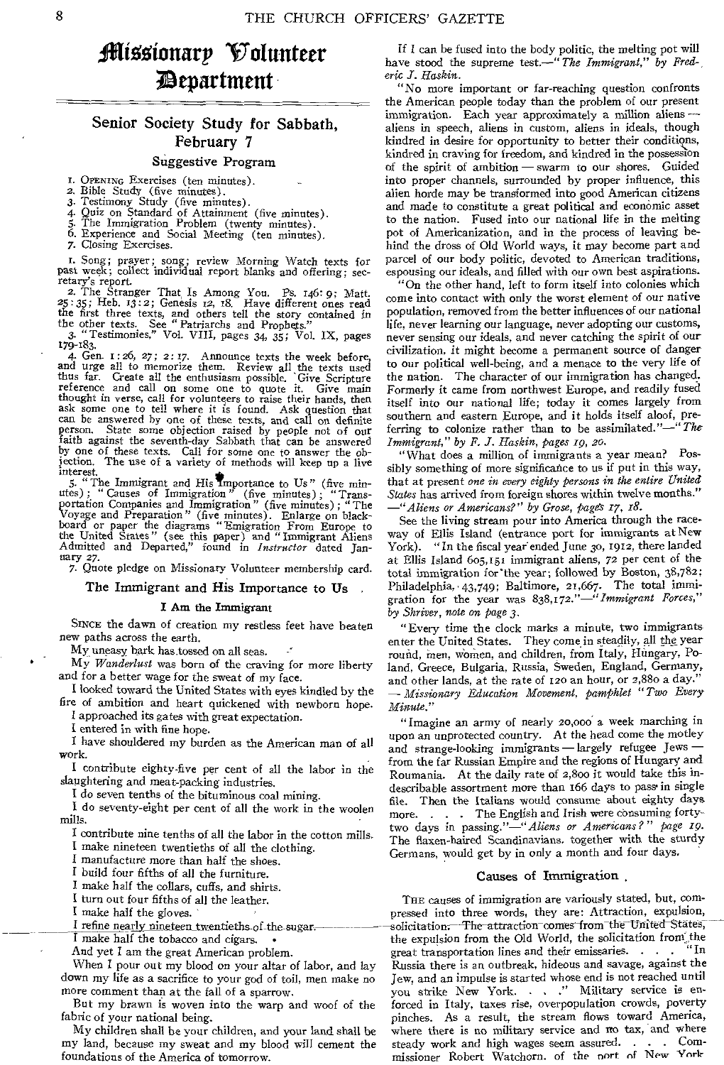# Missionary Volunteer Department

## Senior Society Study for Sabbath, February 7

### Suggestive Program

1. OPENING Exercises (ten minutes).
2. Bible Study (five minutes).
3. Testimony Study (five minutes).
4. Quiz on Standard of Attainment (five minutes).
5. The Immigration Problem (twenty minutes).
6. Experience and Social Meeting (ten minutes).
7. Closing Exercises.

1. Song; prayer; song; review Morning Watch texts for past week; collect individual report blanks and offering; secretary's report.
2. The Stranger That Is Among You. Ps. 146:9; Matt. 25:35; Heb. 13:2; Genesis 12, 18. Have different ones read the first three texts, and others tell the story contained in the other texts. See "Patriarchs and Prophets."
3. "Testimonies," Vol. VIII, pages 34, 35; Vol. IX, pages 179-183.
4. Gen. 1:26, 27; 2:17. Announce texts the week before, and urge all to memorize them. Review all the texts used thus far. Create all the enthusiasm possible. Give Scripture reference and call on some one to quote it. Give main thought in verse, call for volunteers to raise their hands, then ask some one to tell where it is found. Ask question that can be answered by one of these texts, and call on definite person. State some objection raised by people not of our faith against the seventh-day Sabbath that can be answered by one of these texts. Call for some one to answer the objection. The use of a variety of methods will keep up a live interest.
5. "The Immigrant and His Importance to Us" (five minutes); "Causes of Immigration" (five minutes); "Transportation Companies and Immigration" (five minutes); "The Voyage and Preparation" (five minutes). Enlarge on blackboard or paper the diagrams "Emigration From Europe to the United States" (see this paper) and "Immigrant Aliens Admitted and Departed," found in *Instructor* dated January 27.
7. Quote pledge on Missionary Volunteer membership card.

### The Immigrant and His Importance to Us

#### I Am the Immigrant

SINCE the dawn of creation my restless feet have beaten new paths across the earth.

My uneasy bark has tossed on all seas.

My *Wanderlust* was born of the craving for more liberty and for a better wage for the sweat of my face.

I looked toward the United States with eyes kindled by the fire of ambition and heart quickened with newborn hope.

I approached its gates with great expectation.

I entered in with fine hope.

I have shouldered my burden as the American man of all work.

I contribute eighty-five per cent of all the labor in the slaughtering and meat-packing industries.

I do seven tenths of the bituminous coal mining.

I do seventy-eight per cent of all the work in the woolen mills.

I contribute nine tenths of all the labor in the cotton mills.

I make nineteen twentieths of all the clothing.

I manufacture more than half the shoes.

I build four fifths of all the furniture.

I make half the collars, cuffs, and shirts.

I turn out four fifths of all the leather.

I make half the gloves.

I refine nearly nineteen twentieths of the sugar.

I make half the tobacco and cigars.

And yet I am the great American problem.

When I pour out my blood on your altar of labor, and lay down my life as a sacrifice to your god of toil, men make no more comment than at the fall of a sparrow.

But my brawn is woven into the warp and woof of the fabric of your national being.

My children shall be your children, and your land shall be my land, because my sweat and my blood will cement the foundations of the America of tomorrow.

If I can be fused into the body politic, the melting pot will have stood the supreme test.—"*The Immigrant," by Frederic J. Haskin.*

"No more important or far-reaching question confronts the American people today than the problem of our present immigration. Each year approximately a million aliens — aliens in speech, aliens in custom, aliens in ideals, though kindred in desire for opportunity to better their conditions, kindred in craving for freedom, and kindred in the possession of the spirit of ambition — swarm to our shores. Guided into proper channels, surrounded by proper influence, this alien horde may be transformed into good American citizens and made to constitute a great political and economic asset to the nation. Fused into our national life in the melting pot of Americanization, and in the process of leaving behind the dross of Old World ways, it may become part and parcel of our body politic, devoted to American traditions, espousing our ideals, and filled with our own best aspirations.

"On the other hand, left to form itself into colonies which come into contact with only the worst element of our native population, removed from the better influences of our national life, never learning our language, never adopting our customs, never sensing our ideals, and never catching the spirit of our civilization, it might become a permanent source of danger to our political well-being, and a menace to the very life of the nation. The character of our immigration has changed. Formerly it came from northwest Europe, and readily fused itself into our national life; today it comes largely from southern and eastern Europe, and it holds itself aloof, preferring to colonize rather than to be assimilated."—"*The Immigrant," by F. J. Haskin, pages 19, 20.*

"What does a million of immigrants a year mean? Possibly something of more significance to us if put in this way, that at present *one in every eighty persons in the entire United States* has arrived from foreign shores within twelve months."—"*Aliens or Americans?" by Grose, pages 17, 18.*

See the living stream pour into America through the raceway of Ellis Island (entrance port for immigrants at New York). "In the fiscal year ended June 30, 1912, there landed at Ellis Island 605,151 immigrant aliens, 72 per cent of the total immigration for the year; followed by Boston, 38,782; Philadelphia, 43,749; Baltimore, 21,667. The total immigration for the year was 838,172."—"*Immigrant Forces," by Shriver, note on page 3.*

"Every time the clock marks a minute, two immigrants enter the United States. They come in steadily, all the year round, men, women, and children, from Italy, Hungary, Poland, Greece, Bulgaria, Russia, Sweden, England, Germany, and other lands, at the rate of 120 an hour, or 2,880 a day." — *Missionary Education Movement, pamphlet "Two Every Minute."*

"Imagine an army of nearly 20,000 a week marching in upon an unprotected country. At the head come the motley and strange-looking immigrants — largely refugee Jews — from the far Russian Empire and the regions of Hungary and Roumania. At the daily rate of 2,800 it would take this indescribable assortment more than 166 days to pass in single file. Then the Italians would consume about eighty days more. . . . The English and Irish were consuming forty-two days in passing."—"*Aliens or Americans?" page 19.* The flaxen-haired Scandinavians, together with the sturdy Germans, would get by in only a month and four days.

### Causes of Immigration

THE causes of immigration are variously stated, but, compressed into three words, they are: Attraction, expulsion, solicitation. The attraction comes from the United States, the expulsion from the Old World, the solicitation from the great transportation lines and their emissaries. . . . "In Russia there is an outbreak, hideous and savage, against the Jew, and an impulse is started whose end is not reached until you strike New York. . . ." Military service is enforced in Italy, taxes rise, overpopulation crowds, poverty pinches. As a result, the stream flows toward America, where there is no military service and no tax, and where steady work and high wages seem assured. . . . Commissioner Robert Watchorn, of the port of New York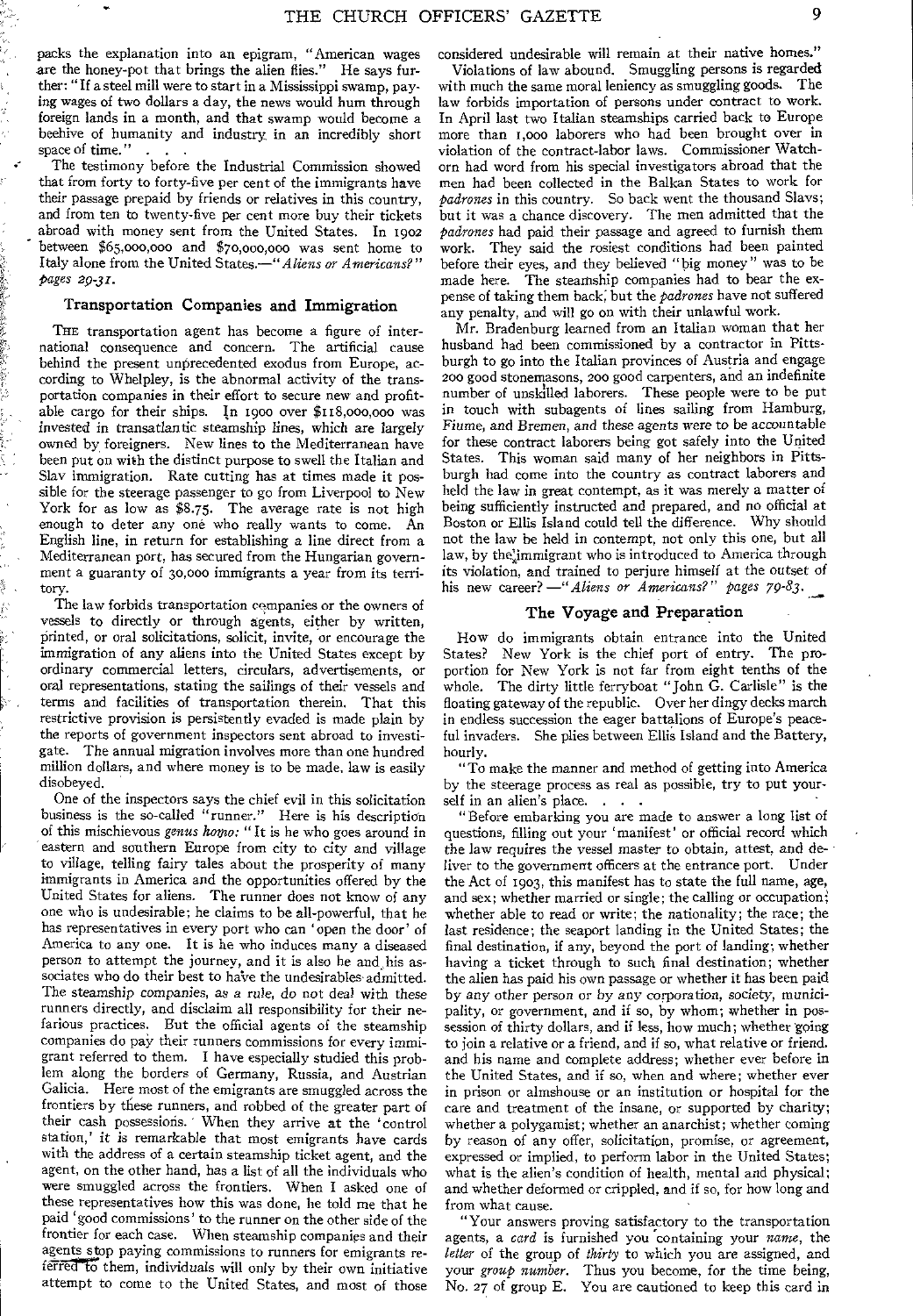packs the explanation into an epigram, "American wages are the honey-pot that brings the alien flies." He says further: "If a steel mill were to start in a Mississippi swamp, paying wages of two dollars a day, the news would hum through foreign lands in a month, and that swamp would become a beehive of humanity and industry in an incredibly short space of time." . . .

The testimony before the Industrial Commission showed that from forty to forty-five per cent of the immigrants have their passage prepaid by friends or relatives in this country, and from ten to twenty-five per cent more buy their tickets abroad with money sent from the United States. In 1902 between $65,000,000 and $70,000,000 was sent home to Italy alone from the United States.—"*Aliens or Americans?*" *pages 29-31.*

### Transportation Companies and Immigration

THE transportation agent has become a figure of international consequence and concern. The artificial cause behind the present unprecedented exodus from Europe, according to Whelpley, is the abnormal activity of the transportation companies in their effort to secure new and profitable cargo for their ships. In 1900 over $118,000,000 was invested in transatlantic steamship lines, which are largely owned by foreigners. New lines to the Mediterranean have been put on with the distinct purpose to swell the Italian and Slav immigration. Rate cutting has at times made it possible for the steerage passenger to go from Liverpool to New York for as low as $8.75. The average rate is not high enough to deter any one who really wants to come. An English line, in return for establishing a line direct from a Mediterranean port, has secured from the Hungarian government a guaranty of 30,000 immigrants a year from its territory.

The law forbids transportation companies or the owners of vessels to directly or through agents, either by written, printed, or oral solicitations, solicit, invite, or encourage the immigration of any aliens into the United States except by ordinary commercial letters, circulars, advertisements, or oral representations, stating the sailings of their vessels and terms and facilities of transportation therein. That this restrictive provision is persistently evaded is made plain by the reports of government inspectors sent abroad to investigate. The annual migration involves more than one hundred million dollars, and where money is to be made, law is easily disobeyed.

One of the inspectors says the chief evil in this solicitation business is the so-called "runner." Here is his description of this mischievous *genus homo:* "It is he who goes around in eastern and southern Europe from city to city and village to village, telling fairy tales about the prosperity of many immigrants in America and the opportunities offered by the United States for aliens. The runner does not know of any one who is undesirable; he claims to be all-powerful, that he has representatives in every port who can 'open the door' of America to any one. It is he who induces many a diseased person to attempt the journey, and it is also he and his associates who do their best to have the undesirables admitted. The steamship companies, as a rule, do not deal with these runners directly, and disclaim all responsibility for their nefarious practices. But the official agents of the steamship companies do pay their runners commissions for every immigrant referred to them. I have especially studied this problem along the borders of Germany, Russia, and Austrian Galicia. Here most of the emigrants are smuggled across the frontiers by these runners, and robbed of the greater part of their cash possessions. When they arrive at the 'control station,' it is remarkable that most emigrants have cards with the address of a certain steamship ticket agent, and the agent, on the other hand, has a list of all the individuals who were smuggled across the frontiers. When I asked one of these representatives how this was done, he told me that he paid 'good commissions' to the runner on the other side of the frontier for each case. When steamship companies and their agents stop paying commissions to runners for emigrants referred to them, individuals will only by their own initiative attempt to come to the United States, and most of those considered undesirable will remain at their native homes."

Violations of law abound. Smuggling persons is regarded with much the same moral leniency as smuggling goods. The law forbids importation of persons under contract to work. In April last two Italian steamships carried back to Europe more than 1,000 laborers who had been brought over in violation of the contract-labor laws. Commissioner Watchorn had word from his special investigators abroad that the men had been collected in the Balkan States to work for *padrones* in this country. So back went the thousand Slavs; but it was a chance discovery. The men admitted that the *padrones* had paid their passage and agreed to furnish them work. They said the rosiest conditions had been painted before their eyes, and they believed "big money" was to be made here. The steamship companies had to bear the expense of taking them back; but the *padrones* have not suffered any penalty, and will go on with their unlawful work.

Mr. Bradenburg learned from an Italian woman that her husband had been commissioned by a contractor in Pittsburgh to go into the Italian provinces of Austria and engage 200 good stonemasons, 200 good carpenters, and an indefinite number of unskilled laborers. These people were to be put in touch with subagents of lines sailing from Hamburg, Fiume, and Bremen, and these agents were to be accountable for these contract laborers being got safely into the United States. This woman said many of her neighbors in Pittsburgh had come into the country as contract laborers and held the law in great contempt, as it was merely a matter of being sufficiently instructed and prepared, and no official at Boston or Ellis Island could tell the difference. Why should not the law be held in contempt, not only this one, but all law, by the immigrant who is introduced to America through its violation, and trained to perjure himself at the outset of his new career?—"*Aliens or Americans?*" *pages 79-83.*

### The Voyage and Preparation

How do immigrants obtain entrance into the United States? New York is the chief port of entry. The proportion for New York is not far from eight tenths of the whole. The dirty little ferryboat "John G. Carlisle" is the floating gateway of the republic. Over her dingy decks march in endless succession the eager battalions of Europe's peaceful invaders. She plies between Ellis Island and the Battery, hourly.

"To make the manner and method of getting into America by the steerage process as real as possible, try to put yourself in an alien's place. . . .

"Before embarking you are made to answer a long list of questions, filling out your 'manifest' or official record which the law requires the vessel master to obtain, attest, and deliver to the government officers at the entrance port. Under the Act of 1903, this manifest has to state the full name, age, and sex; whether married or single; the calling or occupation; whether able to read or write; the nationality; the race; the last residence; the seaport landing in the United States; the final destination, if any, beyond the port of landing; whether having a ticket through to such final destination; whether the alien has paid his own passage or whether it has been paid by any other person or by any corporation, society, municipality, or government, and if so, by whom; whether in possession of thirty dollars, and if less, how much; whether going to join a relative or a friend, and if so, what relative or friend, and his name and complete address; whether ever before in the United States, and if so, when and where; whether ever in prison or almshouse or an institution or hospital for the care and treatment of the insane, or supported by charity; whether a polygamist; whether an anarchist; whether coming by reason of any offer, solicitation, promise, or agreement, expressed or implied, to perform labor in the United States; what is the alien's condition of health, mental and physical; and whether deformed or crippled, and if so, for how long and from what cause.

"Your answers proving satisfactory to the transportation agents, a *card* is furnished you containing your *name*, the *letter* of the group of *thirty* to which you are assigned, and your *group number*. Thus you become, for the time being, No. 27 of group E. You are cautioned to keep this card in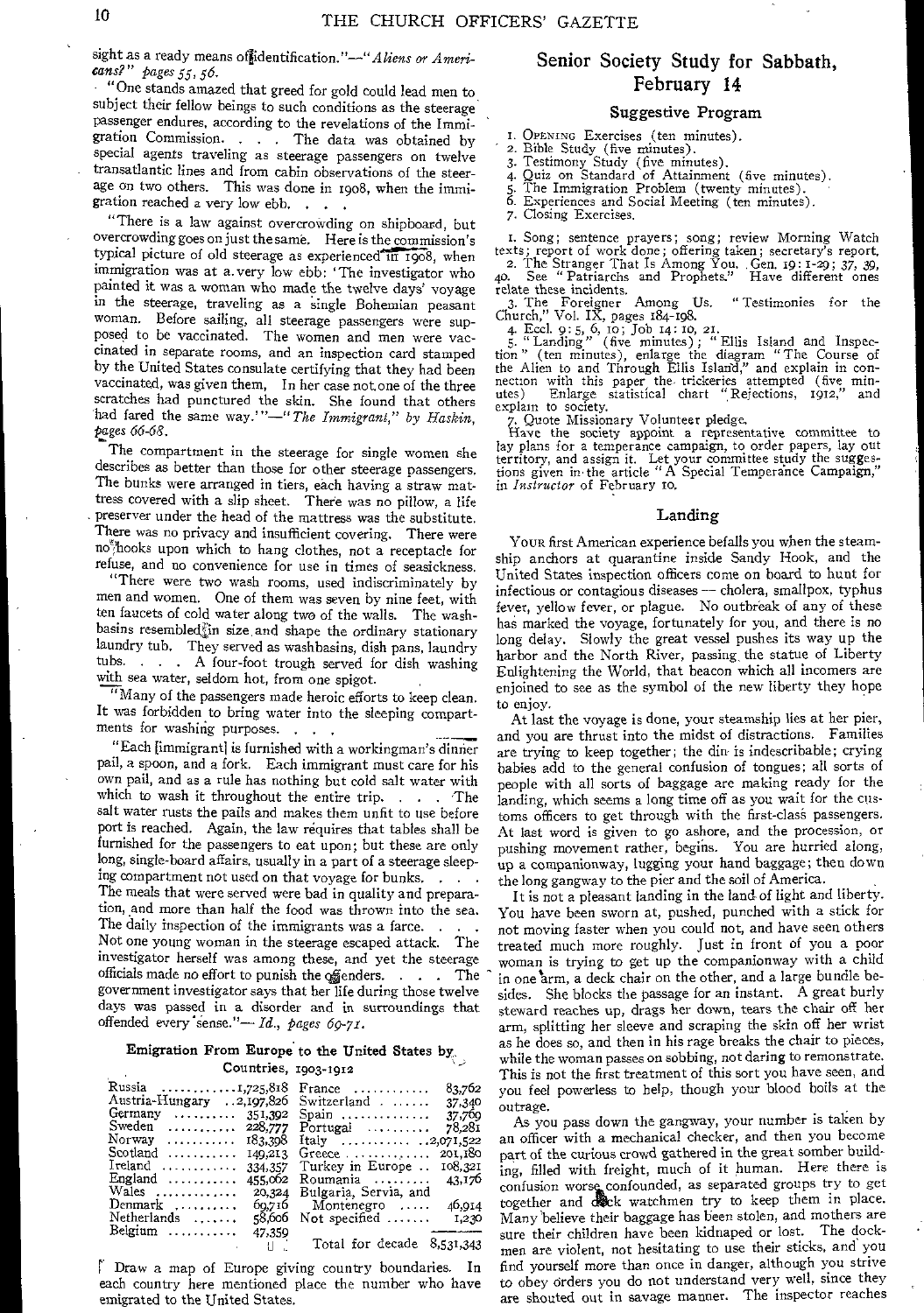sight as a ready means of identification."—"*Aliens or Americans?*" pages 55, 56.

"One stands amazed that greed for gold could lead men to subject their fellow beings to such conditions as the steerage passenger endures, according to the revelations of the Immigration Commission. . . . The data was obtained by special agents traveling as steerage passengers on twelve transatlantic lines and from cabin observations of the steerage on two others. This was done in 1908, when the immigration reached a very low ebb. . . .

"There is a law against overcrowding on shipboard, but overcrowding goes on just the same. Here is the commission's typical picture of old steerage as experienced in 1908, when immigration was at a very low ebb: 'The investigator who painted it was a woman who made the twelve days' voyage in the steerage, traveling as a single Bohemian peasant woman. Before sailing, all steerage passengers were supposed to be vaccinated. The women and men were vaccinated in separate rooms, and an inspection card stamped by the United States consulate certifying that they had been vaccinated, was given them. In her case not one of the three scratches had punctured the skin. She found that others had fared the same way.'"—"*The Immigrant*," by Haskin, pages 66-68.

The compartment in the steerage for single women she describes as better than those for other steerage passengers. The bunks were arranged in tiers, each having a straw mattress covered with a slip sheet. There was no pillow, a life preserver under the head of the mattress was the substitute. There was no privacy and insufficient covering. There were no hooks upon which to hang clothes, not a receptacle for refuse, and no convenience for use in times of seasickness.

"There were two wash rooms, used indiscriminately by men and women. One of them was seven by nine feet, with ten faucets of cold water along two of the walls. The washbasins resembled in size and shape the ordinary stationary laundry tub. They served as washbasins, dish pans, laundry tubs. . . . A four-foot trough served for dish washing with sea water, seldom hot, from one spigot.

"Many of the passengers made heroic efforts to keep clean. It was forbidden to bring water into the sleeping compartments for washing purposes. . . .

"Each [immigrant] is furnished with a workingman's dinner pail, a spoon, and a fork. Each immigrant must care for his own pail, and as a rule has nothing but cold salt water with which to wash it throughout the entire trip. . . . The salt water rusts the pails and makes them unfit to use before port is reached. Again, the law requires that tables shall be furnished for the passengers to eat upon; but these are only long, single-board affairs, usually in a part of a steerage sleeping compartment not used on that voyage for bunks. . . . The meals that were served were bad in quality and preparation, and more than half the food was thrown into the sea. The daily inspection of the immigrants was a farce. . . . Not one young woman in the steerage escaped attack. The investigator herself was among these, and yet the steerage officials made no effort to punish the offenders. . . . The government investigator says that her life during those twelve days was passed in a disorder and in surroundings that offended every sense."—*Id.*, pages 69-71.

### Emigration From Europe to the United States by Countries, 1903-1912

| Country | Number | Country | Number |
|---|---|---|---|
| Russia | 1,725,818 | France | 83,762 |
| Austria-Hungary | 2,197,826 | Switzerland | 37,340 |
| Germany | 351,392 | Spain | 37,769 |
| Sweden | 228,777 | Portugal | 78,281 |
| Norway | 183,398 | Italy | 2,071,522 |
| Scotland | 149,213 | Greece | 201,180 |
| Ireland | 334,357 | Turkey in Europe | 108,321 |
| England | 455,062 | Roumania | 43,176 |
| Wales | 20,324 | Bulgaria, Servia, and Montenegro | 46,914 |
| Denmark | 69,716 | Not specified | 1,230 |
| Netherlands | 58,606 | | |
| Belgium | 47,359 | | |
| | | Total for decade | 8,531,343 |

Draw a map of Europe giving country boundaries. In each country here mentioned place the number who have emigrated to the United States.

## Senior Society Study for Sabbath, February 14

### Suggestive Program

1. OPENING Exercises (ten minutes).
2. Bible Study (five minutes).
3. Testimony Study (five minutes).
4. Quiz on Standard of Attainment (five minutes).
5. The Immigration Problem (twenty minutes).
6. Experiences and Social Meeting (ten minutes).
7. Closing Exercises.

1. Song; sentence prayers; song; review Morning Watch texts; report of work done; offering taken; secretary's report.
2. The Stranger That Is Among You. Gen. 19: 1-29; 37, 39, 40. See "Patriarchs and Prophets." Have different ones relate these incidents.
3. The Foreigner Among Us. "Testimonies for the Church," Vol. IX, pages 184-198.
4. Eccl. 9: 5, 6, 10; Job 14: 10, 21.
5. "Landing" (five minutes); "Ellis Island and Inspection" (ten minutes), enlarge the diagram "The Course of the Alien to and Through Ellis Island," and explain in connection with this paper the trickeries attempted (five minutes). Enlarge statistical chart "Rejections, 1912," and explain to society.
7. Quote Missionary Volunteer pledge.

Have the society appoint a representative committee to lay plans for a temperance campaign, to order papers, lay out territory, and assign it. Let your committee study the suggestions given in the article "A Special Temperance Campaign," in *Instructor* of February 10.

### Landing

YOUR first American experience befalls you when the steamship anchors at quarantine inside Sandy Hook, and the United States inspection officers come on board to hunt for infectious or contagious diseases — cholera, smallpox, typhus fever, yellow fever, or plague. No outbreak of any of these has marked the voyage, fortunately for you, and there is no long delay. Slowly the great vessel pushes its way up the harbor and the North River, passing the statue of Liberty Enlightening the World, that beacon which all incomers are enjoined to see as the symbol of the new liberty they hope to enjoy.

At last the voyage is done, your steamship lies at her pier, and you are thrust into the midst of distractions. Families are trying to keep together; the din is indescribable; crying babies add to the general confusion of tongues; all sorts of people with all sorts of baggage are making ready for the landing, which seems a long time off as you wait for the customs officers to get through with the first-class passengers. At last word is given to go ashore, and the procession, or pushing movement rather, begins. You are hurried along, up a companionway, lugging your hand baggage; then down the long gangway to the pier and the soil of America.

It is not a pleasant landing in the land of light and liberty. You have been sworn at, pushed, punched with a stick for not moving faster when you could not, and have seen others treated much more roughly. Just in front of you a poor woman is trying to get up the companionway with a child in one arm, a deck chair on the other, and a large bundle besides. She blocks the passage for an instant. A great burly steward reaches up, drags her down, tears the chair off her arm, splitting her sleeve and scraping the skin off her wrist as he does so, and then in his rage breaks the chair to pieces, while the woman passes on sobbing, not daring to remonstrate. This is not the first treatment of this sort you have seen, and you feel powerless to help, though your blood boils at the outrage.

As you pass down the gangway, your number is taken by an officer with a mechanical checker, and then you become part of the curious crowd gathered in the great somber building, filled with freight, much of it human. Here there is confusion worse confounded, as separated groups try to get together and dock watchmen try to keep them in place. Many believe their baggage has been stolen, and mothers are sure their children have been kidnaped or lost. The dockmen are violent, not hesitating to use their sticks, and you find yourself more than once in danger, although you strive to obey orders you do not understand very well, since they are shouted out in savage manner. The inspector reaches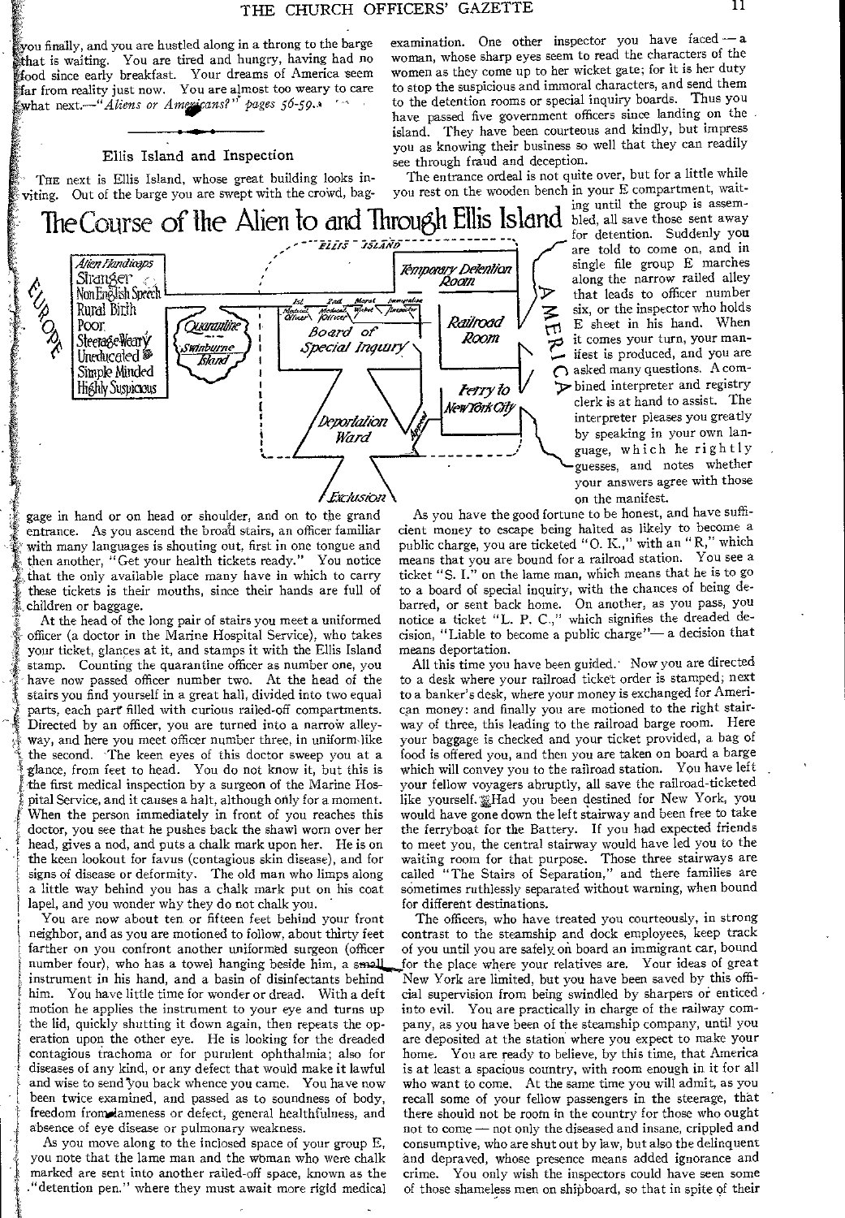you finally, and you are hustled along in a throng to the barge that is waiting. You are tired and hungry, having had no food since early breakfast. Your dreams of America seem far from reality just now. You are almost too weary to care what next.—"*Aliens or Americans?*" pages 56-59.

## Ellis Island and Inspection

The next is Ellis Island, whose great building looks inviting. Out of the barge you are swept with the crowd, baggage in hand or on head or shoulder, and on to the grand entrance. As you ascend the broad stairs, an officer familiar with many languages is shouting out, first in one tongue and then another, "Get your health tickets ready." You notice that the only available place many have in which to carry these tickets is their mouths, since their hands are full of children or baggage.

### The Course of the Alien to and Through Ellis Island

Alien Handicaps: Stranger, Non English Speech, Rural Birth, Poor, Steerage Weary, Uneducated, Simple Minded, Highly Suspicious

Europe — Quarantine, Swinburne Island — Ellis Island: 1st Medical Officer, 2nd Medical Officer, Moral Wicket Officer, Immigration Inspector — Board of Special Inquiry — Temporary Detention Room — Railroad Room — Ferry to New York City — Deportation Ward — Exclusion — America

At the head of the long pair of stairs you meet a uniformed officer (a doctor in the Marine Hospital Service), who takes your ticket, glances at it, and stamps it with the Ellis Island stamp. Counting the quarantine officer as number one, you have now passed officer number two. At the head of the stairs you find yourself in a great hall, divided into two equal parts, each part filled with curious railed-off compartments. Directed by an officer, you are turned into a narrow alleyway, and here you meet officer number three, in uniform like the second. The keen eyes of this doctor sweep you at a glance, from feet to head. You do not know it, but this is the first medical inspection by a surgeon of the Marine Hospital Service, and it causes a halt, although only for a moment. When the person immediately in front of you reaches this doctor, you see that he pushes back the shawl worn over her head, gives a nod, and puts a chalk mark upon her. He is on the keen lookout for favus (contagious skin disease), and for signs of disease or deformity. The old man who limps along a little way behind you has a chalk mark put on his coat lapel, and you wonder why they do not chalk you.

You are now about ten or fifteen feet behind your front neighbor, and as you are motioned to follow, about thirty feet farther on you confront another uniformed surgeon (officer number four), who has a towel hanging beside him, a small instrument in his hand, and a basin of disinfectants behind him. You have little time for wonder or dread. With a deft motion he applies the instrument to your eye and turns up the lid, quickly shutting it down again, then repeats the operation upon the other eye. He is looking for the dreaded contagious trachoma or for purulent ophthalmia; also for diseases of any kind, or any defect that would make it lawful and wise to send you back whence you came. You have now been twice examined, and passed as to soundness of body, freedom from lameness or defect, general healthfulness, and absence of eye disease or pulmonary weakness.

As you move along to the inclosed space of your group E, you note that the lame man and the woman who were chalk marked are sent into another railed-off space, known as the "detention pen," where they must await more rigid medical examination. One other inspector you have faced — a woman, whose sharp eyes seem to read the characters of the women as they come up to her wicket gate; for it is her duty to stop the suspicious and immoral characters, and send them to the detention rooms or special inquiry boards. Thus you have passed five government officers since landing on the island. They have been courteous and kindly, but impress you as knowing their business so well that they can readily see through fraud and deception.

The entrance ordeal is not quite over, but for a little while you rest on the wooden bench in your E compartment, waiting until the group is assembled, all save those sent away for detention. Suddenly you are told to come on, and in single file group E marches along the narrow railed alley that leads to officer number six, or the inspector who holds E sheet in his hand. When it comes your turn, your manifest is produced, and you are asked many questions. A combined interpreter and registry clerk is at hand to assist. The interpreter pleases you greatly by speaking in your own language, which he rightly guesses, and notes whether your answers agree with those on the manifest.

As you have the good fortune to be honest, and have sufficient money to escape being halted as likely to become a public charge, you are ticketed "O. K.," with an "R," which means that you are bound for a railroad station. You see a ticket "S. I." on the lame man, which means that he is to go to a board of special inquiry, with the chances of being debarred, or sent back home. On another, as you pass, you notice a ticket "L. P. C.," which signifies the dreaded decision, "Liable to become a public charge"— a decision that means deportation.

All this time you have been guided. Now you are directed to a desk where your railroad ticket order is stamped; next to a banker's desk, where your money is exchanged for American money: and finally you are motioned to the right stairway of three, this leading to the railroad barge room. Here your baggage is checked and your ticket provided, a bag of food is offered you, and then you are taken on board a barge which will convey you to the railroad station. You have left your fellow voyagers abruptly, all save the railroad-ticketed like yourself. Had you been destined for New York, you would have gone down the left stairway and been free to take the ferryboat for the Battery. If you had expected friends to meet you, the central stairway would have led you to the waiting room for that purpose. Those three stairways are called "The Stairs of Separation," and there families are sometimes ruthlessly separated without warning, when bound for different destinations.

The officers, who have treated you courteously, in strong contrast to the steamship and dock employees, keep track of you until you are safely on board an immigrant car, bound for the place where your relatives are. Your ideas of great New York are limited, but you have been saved by this official supervision from being swindled by sharpers or enticed into evil. You are practically in charge of the railway company, as you have been of the steamship company, until you are deposited at the station where you expect to make your home. You are ready to believe, by this time, that America is at least a spacious country, with room enough in it for all who want to come. At the same time you will admit, as you recall some of your fellow passengers in the steerage, that there should not be room in the country for those who ought not to come — not only the diseased and insane, crippled and consumptive, who are shut out by law, but also the delinquent and depraved, whose presence means added ignorance and crime. You only wish the inspectors could have seen some of those shameless men on shipboard, so that in spite of their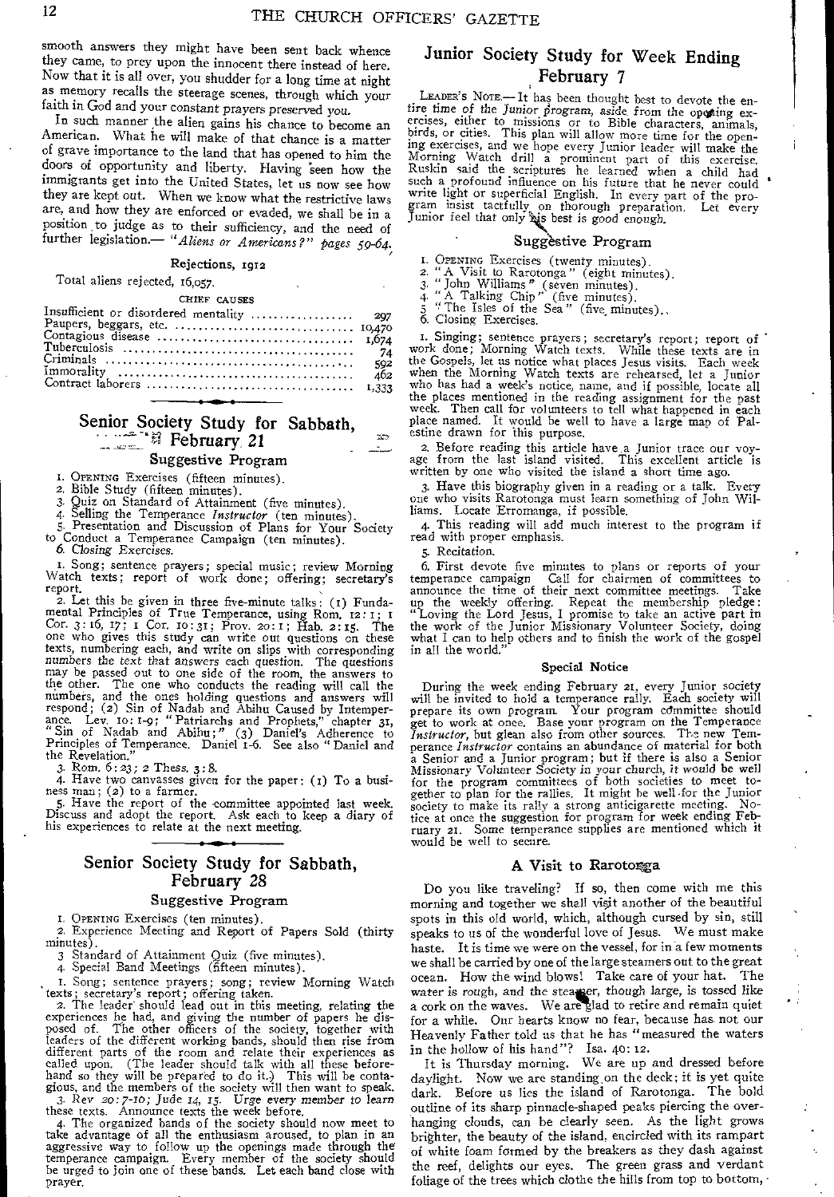smooth answers they might have been sent back whence they came, to prey upon the innocent there instead of here. Now that it is all over, you shudder for a long time at night as memory recalls the steerage scenes, through which your faith in God and your constant prayers preserved you.

In such manner the alien gains his chance to become an American. What he will make of that chance is a matter of grave importance to the land that has opened to him the doors of opportunity and liberty. Having seen how the immigrants get into the United States, let us now see how they are kept out. When we know what the restrictive laws are, and how they are enforced or evaded, we shall be in a position to judge as to their sufficiency, and the need of further legislation.— *"Aliens or Americans?" pages 59-64.*

### Rejections, 1912

Total aliens rejected, 16,057.

CHIEF CAUSES

| | |
|---|---|
| Insufficient or disordered mentality | 297 |
| Paupers, beggars, etc. | 10,470 |
| Contagious disease | 1,674 |
| Tuberculosis | 74 |
| Criminals | 592 |
| Immorality | 462 |
| Contract laborers | 1,333 |

## Senior Society Study for Sabbath, February 21

### Suggestive Program

1. OPENING Exercises (fifteen minutes).
2. Bible Study (fifteen minutes).
3. Quiz on Standard of Attainment (five minutes).
4. Selling the Temperance *Instructor* (ten minutes).
5. Presentation and Discussion of Plans for Your Society to Conduct a Temperance Campaign (ten minutes).
6. *Closing Exercises.*

1. Song; sentence prayers; special music; review Morning Watch texts; report of work done; offering; secretary's report.

2. Let this be given in three five-minute talks: (1) Fundamental Principles of True Temperance, using Rom. 12:1; 1 Cor. 3:16, 17; 1 Cor. 10:31; Prov. 20:1; Hab. 2:15. The one who gives this study can write out questions on these texts, numbering each, and write on slips with corresponding numbers the text that answers each question. The questions may be passed out to one side of the room, the answers to the other. The one who conducts the reading will call the numbers, and the ones holding questions and answers will respond; (2) Sin of Nadab and Abihu Caused by Intemperance. Lev. 10:1-9; "Patriarchs and Prophets," chapter 31, "Sin of Nadab and Abihu;" (3) Daniel's Adherence to Principles of Temperance. Daniel 1-6. See also "Daniel and the Revelation."

3. Rom. 6:23; 2 Thess. 3:8.

4. Have two canvasses given for the paper: (1) To a business man; (2) to a farmer.

5. Have the report of the committee appointed last week. Discuss and adopt the report. Ask each to keep a diary of his experiences to relate at the next meeting.

## Senior Society Study for Sabbath, February 28

### Suggestive Program

1. OPENING Exercises (ten minutes).
2. Experience Meeting and Report of Papers Sold (thirty minutes).
3. Standard of Attainment Quiz (five minutes).
4. Special Band Meetings (fifteen minutes).

1. Song; sentence prayers; song; review Morning Watch texts; secretary's report; offering taken.

2. The leader should lead out in this meeting, relating the experiences he had, and giving the number of papers he disposed of. The other officers of the society, together with leaders of the different working bands, should then rise from different parts of the room and relate their experiences as called upon. (The leader should talk with all these beforehand so they will be prepared to do it.) This will be contagious, and the members of the society will then want to speak.

3. *Rev 20:7-10; Jude 14, 15.* Urge every member to learn these texts. Announce texts the week before.

4. The organized bands of the society should now meet to take advantage of all the enthusiasm aroused, to plan in an aggressive way to follow up the openings made through the temperance campaign. Every member of the society should be urged to join one of these bands. Let each band close with prayer.

## Junior Society Study for Week Ending February 7

LEADER'S NOTE.— It has been thought best to devote the entire time of the Junior program, aside from the opening exercises, either to missions or to Bible characters, animals, birds, or cities. This plan will allow more time for the opening exercises, and we hope every Junior leader will make the Morning Watch drill a prominent part of this exercise. Ruskin said the scriptures he learned when a child had such a profound influence on his future that he never could write light or superficial English. In every part of the program insist tactfully on thorough preparation. Let every Junior feel that only his best is good enough.

### Suggestive Program

1. OPENING Exercises (twenty minutes).
2. "A Visit to Rarotonga" (eight minutes).
3. "John Williams" (seven minutes).
4. "A Talking Chip" (five minutes).
5. "The Isles of the Sea" (five minutes).
6. Closing Exercises.

1. Singing; sentence prayers; secretary's report; report of work done; Morning Watch texts. While these texts are in the Gospels, let us notice what places Jesus visits. Each week when the Morning Watch texts are rehearsed, let a Junior who has had a week's notice, name, and if possible, locate all the places mentioned in the reading assignment for the past week. Then call for volunteers to tell what happened in each place named. It would be well to have a large map of Palestine drawn for this purpose.

2. Before reading this article have a Junior trace our voyage from the last island visited. This excellent article is written by one who visited the island a short time ago.

3. Have this biography given in a reading or a talk. Every one who visits Rarotonga must learn something of John Williams. Locate Erromanga, if possible.

4. This reading will add much interest to the program if read with proper emphasis.

5. Recitation.

6. First devote five minutes to plans or reports of your temperance campaign Call for chairmen of committees to announce the time of their next committee meetings. Take up the weekly offering. Repeat the membership pledge: "Loving the Lord Jesus, I promise to take an active part in the work of the Junior Missionary Volunteer Society, doing what I can to help others and to finish the work of the gospel in all the world."

#### Special Notice

During the week ending February 21, every Junior society will be invited to hold a temperance rally. Each society will prepare its own program. Your program committee should get to work at once. Base your program on the Temperance *Instructor*, but glean also from other sources. The new Temperance *Instructor* contains an abundance of material for both a Senior and a Junior program; but if there is also a Senior Missionary Volunteer Society in your church, it would be well for the program committees of both societies to meet together to plan for the rallies. It might be well for the Junior society to make its rally a strong anticigarette meeting. Notice at once the suggestion for program for week ending February 21. Some temperance supplies are mentioned which it would be well to secure.

### A Visit to Rarotonga

Do you like traveling? If so, then come with me this morning and together we shall visit another of the beautiful spots in this old world, which, although cursed by sin, still speaks to us of the wonderful love of Jesus. We must make haste. It is time we were on the vessel, for in a few moments we shall be carried by one of the large steamers out to the great ocean. How the wind blows! Take care of your hat. The water is rough, and the steamer, though large, is tossed like a cork on the waves. We are glad to retire and remain quiet for a while. Our hearts know no fear, because has not our Heavenly Father told us that he has "measured the waters in the hollow of his hand"? Isa. 40:12.

It is Thursday morning. We are up and dressed before daylight. Now we are standing on the deck; it is yet quite dark. Before us lies the island of Rarotonga. The bold outline of its sharp pinnacle-shaped peaks piercing the overhanging clouds, can be clearly seen. As the light grows brighter, the beauty of the island, encircled with its rampart of white foam formed by the breakers as they dash against the reef, delights our eyes. The green grass and verdant foliage of the trees which clothe the hills from top to bottom,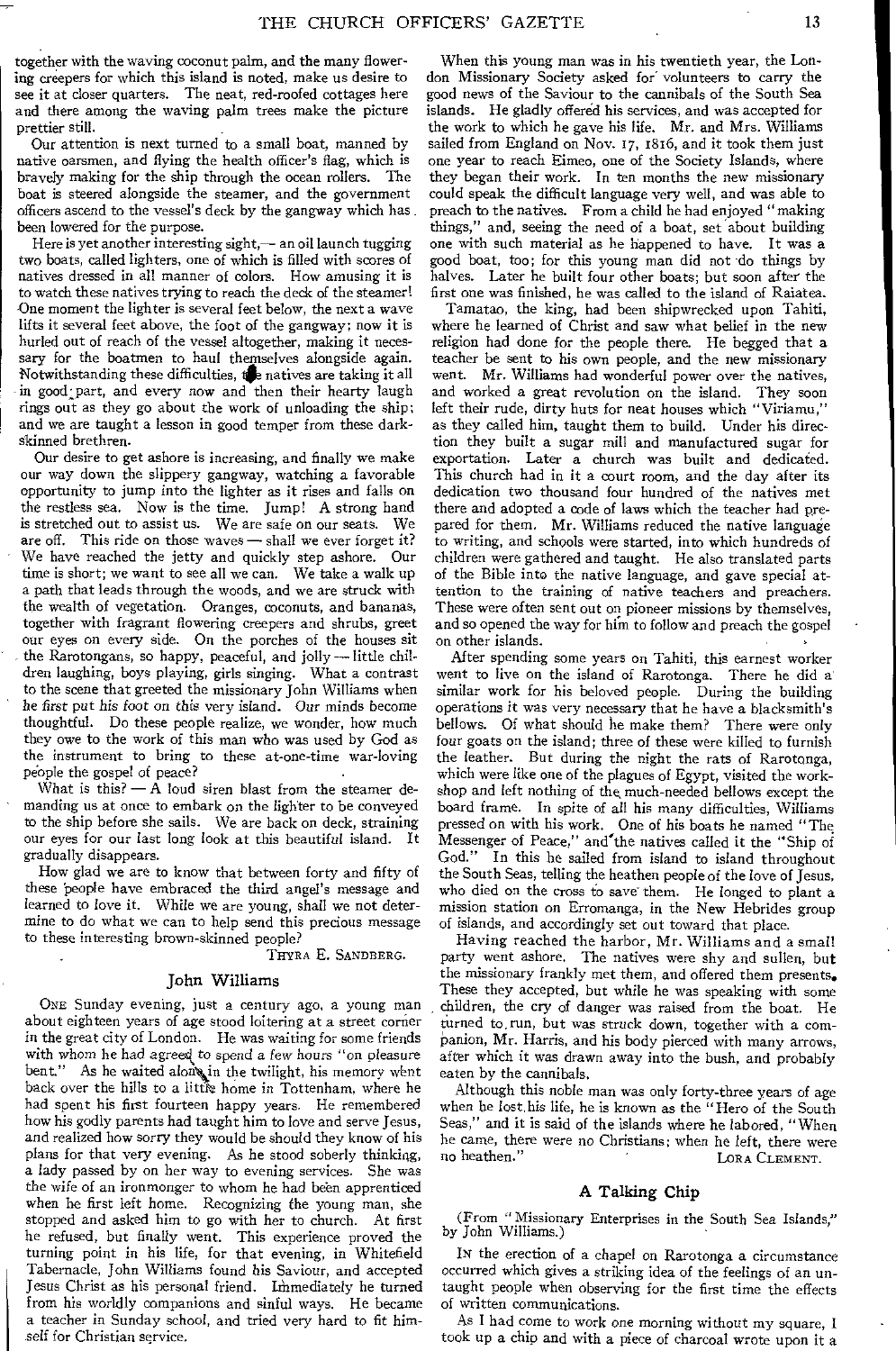together with the waving coconut palm, and the many flowering creepers for which this island is noted, make us desire to see it at closer quarters. The neat, red-roofed cottages here and there among the waving palm trees make the picture prettier still.

Our attention is next turned to a small boat, manned by native oarsmen, and flying the health officer's flag, which is bravely making for the ship through the ocean rollers. The boat is steered alongside the steamer, and the government officers ascend to the vessel's deck by the gangway which has been lowered for the purpose.

Here is yet another interesting sight,— an oil launch tugging two boats, called lighters, one of which is filled with scores of natives dressed in all manner of colors. How amusing it is to watch these natives trying to reach the deck of the steamer! One moment the lighter is several feet below, the next a wave lifts it several feet above, the foot of the gangway; now it is hurled out of reach of the vessel altogether, making it necessary for the boatmen to haul themselves alongside again. Notwithstanding these difficulties, the natives are taking it all in good part, and every now and then their hearty laugh rings out as they go about the work of unloading the ship; and we are taught a lesson in good temper from these dark-skinned brethren.

Our desire to get ashore is increasing, and finally we make our way down the slippery gangway, watching a favorable opportunity to jump into the lighter as it rises and falls on the restless sea. Now is the time. Jump! A strong hand is stretched out to assist us. We are safe on our seats. We are off. This ride on those waves — shall we ever forget it? We have reached the jetty and quickly step ashore. Our time is short; we want to see all we can. We take a walk up a path that leads through the woods, and we are struck with the wealth of vegetation. Oranges, coconuts, and bananas, together with fragrant flowering creepers and shrubs, greet our eyes on every side. On the porches of the houses sit the Rarotongans, so happy, peaceful, and jolly — little children laughing, boys playing, girls singing. What a contrast to the scene that greeted the missionary John Williams when he first put his foot on this very island. Our minds become thoughtful. Do these people realize, we wonder, how much they owe to the work of this man who was used by God as the instrument to bring to these at-one-time war-loving people the gospel of peace?

What is this? — A loud siren blast from the steamer demanding us at once to embark on the lighter to be conveyed to the ship before she sails. We are back on deck, straining our eyes for our last long look at this beautiful island. It gradually disappears.

How glad we are to know that between forty and fifty of these people have embraced the third angel's message and learned to love it. While we are young, shall we not determine to do what we can to help send this precious message to these interesting brown-skinned people?

THYRA E. SANDBERG.

## John Williams

ONE Sunday evening, just a century ago, a young man about eighteen years of age stood loitering at a street corner in the great city of London. He was waiting for some friends with whom he had agreed to spend a few hours "on pleasure bent." As he waited alone in the twilight, his memory went back over the hills to a little home in Tottenham, where he had spent his first fourteen happy years. He remembered how his godly parents had taught him to love and serve Jesus, and realized how sorry they would be should they know of his plans for that very evening. As he stood soberly thinking, a lady passed by on her way to evening services. She was the wife of an ironmonger to whom he had been apprenticed when he first left home. Recognizing the young man, she stopped and asked him to go with her to church. At first he refused, but finally went. This experience proved the turning point in his life, for that evening, in Whitefield Tabernacle, John Williams found his Saviour, and accepted Jesus Christ as his personal friend. Immediately he turned from his worldly companions and sinful ways. He became a teacher in Sunday school, and tried very hard to fit himself for Christian service.

When this young man was in his twentieth year, the London Missionary Society asked for volunteers to carry the good news of the Saviour to the cannibals of the South Sea islands. He gladly offered his services, and was accepted for the work to which he gave his life. Mr. and Mrs. Williams sailed from England on Nov. 17, 1816, and it took them just one year to reach Eimeo, one of the Society Islands, where they began their work. In ten months the new missionary could speak the difficult language very well, and was able to preach to the natives. From a child he had enjoyed "making things," and, seeing the need of a boat, set about building one with such material as he happened to have. It was a good boat, too; for this young man did not do things by halves. Later he built four other boats; but soon after the first one was finished, he was called to the island of Raiatea.

Tamatao, the king, had been shipwrecked upon Tahiti, where he learned of Christ and saw what belief in the new religion had done for the people there. He begged that a teacher be sent to his own people, and the new missionary went. Mr. Williams had wonderful power over the natives, and worked a great revolution on the island. They soon left their rude, dirty huts for neat houses which "Viriamu," as they called him, taught them to build. Under his direction they built a sugar mill and manufactured sugar for exportation. Later a church was built and dedicated. This church had in it a court room, and the day after its dedication two thousand four hundred of the natives met there and adopted a code of laws which the teacher had prepared for them. Mr. Williams reduced the native language to writing, and schools were started, into which hundreds of children were gathered and taught. He also translated parts of the Bible into the native language, and gave special attention to the training of native teachers and preachers. These were often sent out on pioneer missions by themselves, and so opened the way for him to follow and preach the gospel on other islands.

After spending some years on Tahiti, this earnest worker went to live on the island of Rarotonga. There he did a similar work for his beloved people. During the building operations it was very necessary that he have a blacksmith's bellows. Of what should he make them? There were only four goats on the island; three of these were killed to furnish the leather. But during the night the rats of Rarotonga, which were like one of the plagues of Egypt, visited the workshop and left nothing of the much-needed bellows except the board frame. In spite of all his many difficulties, Williams pressed on with his work. One of his boats he named "The Messenger of Peace," and the natives called it the "Ship of God." In this he sailed from island to island throughout the South Seas, telling the heathen people of the love of Jesus, who died on the cross to save them. He longed to plant a mission station on Erromanga, in the New Hebrides group of islands, and accordingly set out toward that place.

Having reached the harbor, Mr. Williams and a small party went ashore. The natives were shy and sullen, but the missionary frankly met them, and offered them presents. These they accepted, but while he was speaking with some children, the cry of danger was raised from the boat. He turned to run, but was struck down, together with a companion, Mr. Harris, and his body pierced with many arrows, after which it was drawn away into the bush, and probably eaten by the cannibals.

Although this noble man was only forty-three years of age when he lost his life, he is known as the "Hero of the South Seas," and it is said of the islands where he labored, "When he came, there were no Christians; when he left, there were no heathen."

LORA CLEMENT.

## A Talking Chip

(From "Missionary Enterprises in the South Sea Islands," by John Williams.)

IN the erection of a chapel on Rarotonga a circumstance occurred which gives a striking idea of the feelings of an untaught people when observing for the first time the effects of written communications.

As I had come to work one morning without my square, I took up a chip and with a piece of charcoal wrote upon it a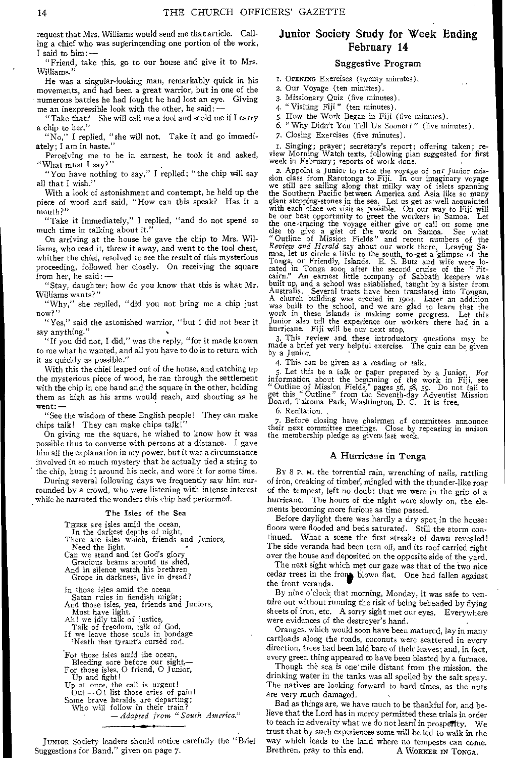request that Mrs. Williams would send me that article. Calling a chief who was superintending one portion of the work, I said to him: —

"Friend, take this, go to our house and give it to Mrs. Williams."

He was a singular-looking man, remarkably quick in his movements, and had been a great warrior, but in one of the numerous battles he had fought he had lost an eye. Giving me an inexpressible look with the other, he said: —

"Take that? She will call me a fool and scold me if I carry a chip to her."

"No," I replied, "she will not. Take it and go immediately; I am in haste."

Perceiving me to be in earnest, he took it and asked, "What must I say?"

"You have nothing to say," I replied; "the chip will say all that I wish."

With a look of astonishment and contempt, he held up the piece of wood and said, "How can this speak? Has it a mouth?"

"Take it immediately," I replied, "and do not spend so much time in talking about it."

On arriving at the house he gave the chip to Mrs. Williams, who read it, threw it away, and went to the tool chest, whither the chief, resolved to see the result of this mysterious proceeding, followed her closely. On receiving the square from her, he said: —

"Stay, daughter; how do you know that this is what Mr. Williams wants?"

"Why," she replied, "did you not bring me a chip just now?"

"Yes," said the astonished warrior, "but I did not hear it say anything."

"If you did not, I did," was the reply, "for it made known to me what he wanted, and all you have to do is to return with it as quickly as possible."

With this the chief leaped out of the house, and catching up the mysterious piece of wood, he ran through the settlement with the chip in one hand and the square in the other, holding them as high as his arms would reach, and shouting as he went: —

"See the wisdom of these English people! They can make chips talk! They can make chips talk!"

On giving me the square, he wished to know how it was possible thus to converse with persons at a distance. I gave him all the explanation in my power, but it was a circumstance involved in so much mystery that he actually tied a string to the chip, hung it around his neck, and wore it for some time.

During several following days we frequently saw him surrounded by a crowd, who were listening with intense interest while he narrated the wonders this chip had performed.

### The Isles of the Sea

There are isles amid the ocean,
In the darkest depths of night,
There are isles which, friends and Juniors,
Need the light.
Can we stand and let God's glory
Gracious beams around us shed,
And in silence watch his brethren
Grope in darkness, live in dread?

In those isles amid the ocean
Satan rules in fiendish might;
And those isles, yea, friends and Juniors,
Must have light.
Ah! we idly talk of justice,
Talk of freedom, talk of God,
If we leave those souls in bondage
'Neath that tyrant's cursèd rod.

For those isles amid the ocean,
Bleeding sore before our sight,—
For those isles, O friend, O Junior,
Up and fight!
Up at once, the call is urgent!
Out — O! list those cries of pain!
Some brave heralds are departing;
Who will follow in their train?

— *Adapted from "South America."*

---

Junior Society leaders should notice carefully the "Brief Suggestions for Band," given on page 7.

## Junior Society Study for Week Ending February 14

### Suggestive Program

1. Opening Exercises (twenty minutes).
2. Our Voyage (ten minutes).
3. Missionary Quiz (five minutes).
4. "Visiting Fiji" (ten minutes).
5. How the Work Began in Fiji (five minutes).
6. "Why Didn't You Tell Us Sooner?" (five minutes).
7. Closing Exercises (five minutes).

1. Singing; prayer; secretary's report; offering taken; review Morning Watch texts, following plan suggested for first week in February; reports of work done.

2. Appoint a Junior to trace the voyage of our Junior mission class from Rarotonga to Fiji. In our imaginary voyage we still are sailing along that milky way of islets spanning the Southern Pacific between America and Asia like so many giant stepping-stones in the sea. Let us get as well acquainted with each place we visit as possible. On our way to Fiji will be our best opportunity to greet the workers in Samoa. Let the one tracing the voyage either give or call on some one else to give a gist of the work on Samoa. See what "Outline of Mission Fields" and recent numbers of the *Review and Herald* say about our work there. Leaving Samoa, let us circle a little to the south, to get a glimpse of the Tonga, or Friendly, Islands. E. S. Butz and wife were located in Tonga soon after the second cruise of the "Pitcairn." An earnest little company of Sabbath keepers was built up, and a school was established, taught by a sister from Australia. Several tracts have been translated into Tongan. A church building was erected in 1904. Later an addition was built to the school, and we are glad to learn that the work in these islands is making some progress. Let this Junior also tell the experience our workers there had in a hurricane. Fiji will be our next stop.

3. This review and these introductory questions may be made a brief yet very helpful exercise. The quiz can be given by a Junior.

4. This can be given as a reading or talk.

5. Let this be a talk or paper prepared by a Junior. For information about the beginning of the work in Fiji, see "Outline of Mission Fields," pages 56, 58, 59. Do not fail to get this "Outline" from the Seventh-day Adventist Mission Board, Takoma Park, Washington, D. C. It is free.

6. Recitation.

7. Before closing have chairmen of committees announce their next committee meetings. Close by repeating in unison the membership pledge as given last week.

### A Hurricane in Tonga

By 8 p. m. the torrential rain, wrenching of nails, rattling of iron, creaking of timber, mingled with the thunder-like roar of the tempest, left no doubt that we were in the grip of a hurricane. The hours of the night wore slowly on, the elements becoming more furious as time passed.

Before daylight there was hardly a dry spot in the house: floors were flooded and beds saturated. Still the storm continued. What a scene the first streaks of dawn revealed! The side veranda had been torn off, and its roof carried right over the house and deposited on the opposite side of the yard.

The next sight which met our gaze was that of the two nice cedar trees in the front blown flat. One had fallen against the front veranda.

By nine o'clock that morning, Monday, it was safe to venture out without running the risk of being beheaded by flying sheets of iron, etc. A sorry sight met our eyes. Everywhere were evidences of the destroyer's hand.

Oranges, which would soon have been matured, lay in many cartloads along the roads, coconuts were scattered in every direction, trees had been laid bare of their leaves; and, in fact, every green thing appeared to have been blasted by a furnace.

Though the sea is one mile distant from the mission, the drinking water in the tanks was all spoiled by the salt spray. The natives are looking forward to hard times, as the nuts are very much damaged.

Bad as things are, we have much to be thankful for, and believe that the Lord has in mercy permitted these trials in order to teach in adversity what we do not learn in prosperity. We trust that by such experiences some will be led to walk in the way which leads to the land where no tempests can come. Brethren, pray to this end.

A Worker in Tonga.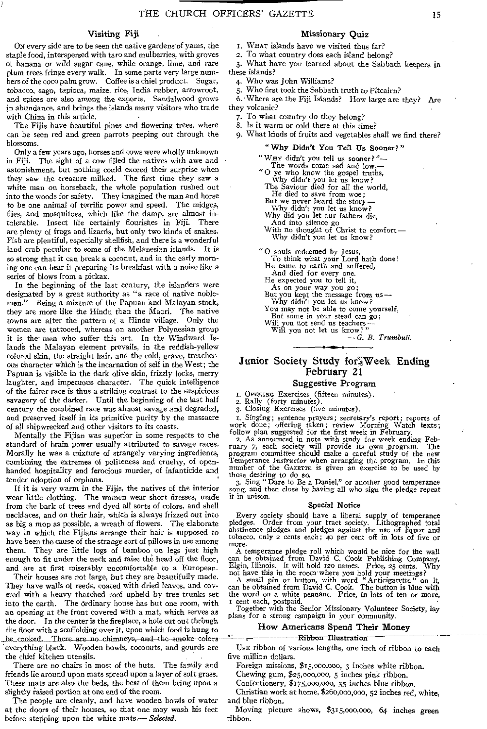## Visiting Fiji

On every side are to be seen the native gardens of yams, the staple food, interspersed with taro and mulberries, with groves of banana or wild sugar cane, while orange, lime, and rare plum trees fringe every walk. In some parts very large numbers of the coco palm grow. Coffee is a chief product. Sugar, tobacco, sago, tapioca, maize, rice, India rubber, arrowroot, and spices are also among the exports. Sandalwood grows in abundance, and brings the islands many visitors who trade with China in this article.

The Fijis have beautiful pines and flowering trees, where can be seen red and green parrots peeping out through the blossoms.

Only a few years ago, horses and cows were wholly unknown in Fiji. The sight of a cow filled the natives with awe and astonishment, but nothing could exceed their surprise when they saw the creature milked. The first time they saw a white man on horseback, the whole population rushed out into the woods for safety. They imagined the man and horse to be one animal of terrific power and speed. The midges, flies, and mosquitoes, which like the damp, are almost intolerable. Insect life certainly flourishes in Fiji. There are plenty of frogs and lizards, but only two kinds of snakes. Fish are plentiful, especially shellfish, and there is a wonderful land crab peculiar to some of the Melanesian islands. It is so strong that it can break a coconut, and in the early morning one can hear it preparing its breakfast with a noise like a series of blows from a pickax.

In the beginning of the last century, the islanders were designated by a great authority as "a race of native noblemen." Being a mixture of the Papuan and Malayan stock, they are more like the Hindu than the Maori. The native towns are after the pattern of a Hindu village. Only the women are tattooed, whereas on another Polynesian group it is the men who suffer this art. In the Windward Islands the Malayan element prevails, in the reddish-yellow colored skin, the straight hair, and the cold, grave, treacherous character which is the incarnation of self in the West; the Papuan is visible in the dark olive skin, frizzly locks, merry laughter, and impetuous character. The quick intelligence of the fairer race is thus a striking contrast to the suspicious savagery of the darker. Until the beginning of the last half century the combined race was almost savage and degraded, and preserved itself in its primitive purity by the massacre of all shipwrecked and other visitors to its coasts.

Mentally the Fijian was superior in some respects to the standard of brain power usually attributed to savage races. Morally he was a mixture of strangely varying ingredients, combining the extremes of politeness and cruelty, of openhanded hospitality and ferocious murder, of infanticide and tender adoption of orphans.

If it is very warm in the Fijis, the natives of the interior wear little clothing. The women wear short dresses, made from the bark of trees and dyed all sorts of colors, and shell necklaces, and on their hair, which is always frizzed out into as big a mop as possible, a wreath of flowers. The elaborate way in which the Fijians arrange their hair is supposed to have been the cause of the strange sort of pillows in use among them. They are little logs of bamboo on legs just high enough to fit under the neck and raise the head off the floor, and are at first miserably uncomfortable to a European.

Their houses are not large, but they are beautifully made. They have walls of reeds, coated with dried leaves, and covered with a heavy thatched roof upheld by tree trunks set into the earth. The ordinary house has but one room, with an opening at the front covered with a mat, which serves as the door. In the center is the fireplace, a hole cut out through the floor with a scaffolding over it, upon which food is hung to be cooked. There are no chimneys, and the smoke colors everything black. Wooden bowls, coconuts, and gourds are the chief kitchen utensils.

There are no chairs in most of the huts. The family and friends lie around upon mats spread upon a layer of soft grass. These mats are also the beds, the best of them being upon a slightly raised portion at one end of the room.

The people are cleanly, and have wooden bowls of water at the doors of their houses, so that one may wash his feet before stepping upon the white mats.— *Selected.*

## Missionary Quiz

1. What islands have we visited thus far?
2. To what country does each island belong?
3. What have you learned about the Sabbath keepers in these islands?
4. Who was John Williams?
5. Who first took the Sabbath truth to Pitcairn?
6. Where are the Fiji Islands? How large are they? Are they volcanic?
7. To what country do they belong?
8. Is it warm or cold there at this time?
9. What kinds of fruits and vegetables shall we find there?

### "Why Didn't You Tell Us Sooner?"

"Why didn't you tell us sooner?"—
The words come sad and low,—
"O ye who know the gospel truths,
Why didn't you let us know?
The Saviour died for all the world,
He died to save from woe;
But we never heard the story —
Why didn't you let us know?
Why did you let our fathers die,
And into silence go
With no thought of Christ to comfort —
Why didn't you let us know?

"O souls redeemed by Jesus,
To think what your Lord hath done!
He came to earth and suffered,
And died for every one.
He expected you to tell it,
As on your way you go;
But you kept the message from us —
Why didn't you let us know?
You may not be able to come yourself,
But some in your stead can go;
Will you not send us teachers —
Will you not let us know?"

— *G. B. Trumbull.*

## Junior Society Study for Week Ending February 21

### Suggestive Program

1. Opening Exercises (fifteen minutes).
2. Rally (forty minutes).
3. Closing Exercises (five minutes).

1. Singing; sentence prayers; secretary's report; reports of work done; offering taken; review Morning Watch texts; follow plan suggested for the first week in February.

2. As announced in note with study for week ending February 7, each society will provide its own program. The program committee should make a careful study of the new Temperance *Instructor* when arranging the program. In this number of the Gazette is given an exercise to be used by those desiring to do so.

3. Sing "Dare to Be a Daniel," or another good temperance song, and then close by having all who sign the pledge repeat it in unison.

### Special Notice

Every society should have a liberal supply of temperance pledges. Order from your tract society. Lithographed total abstinence pledges and pledges against the use of liquor and tobacco, only 2 cents each; 40 per cent off in lots of five or more.

A temperance pledge roll which would be nice for the wall can be obtained from David C. Cook Publishing Company, Elgin, Illinois. It will hold 120 names. Price, 25 cents. Why not have this in the room where you hold your meetings?

A small pin or button, with word "Anticigarette" on it, can be obtained from David C. Cook. The button is blue with the word on a white pennant. Price, in lots of ten or more, 1 cent each, postpaid.

Together with the Senior Missionary Volunteer Society, lay plans for a strong campaign in your community.

### How Americans Spend Their Money

#### Ribbon Illustration

Use ribbon of various lengths, one inch of ribbon to each five million dollars.

Foreign missions, $15,000,000, 3 inches white ribbon.

Chewing gum, $25,000,000, 5 inches pink ribbon.

Confectionery, $175,000,000, 35 inches blue ribbon.

Christian work at home, $260,000,000, 52 inches red, white, and blue ribbon.

Moving picture shows, $315,000,000, 64 inches green ribbon.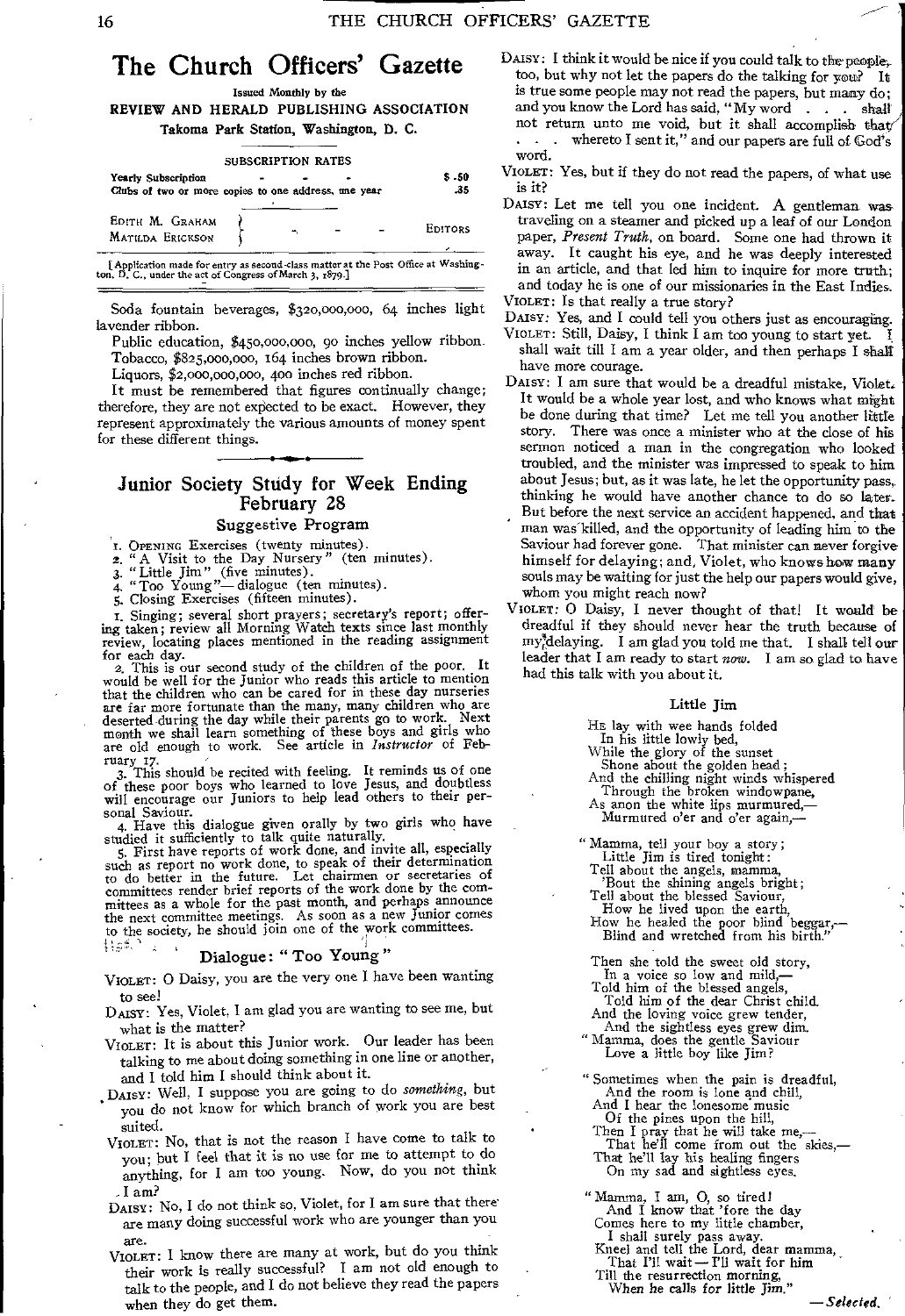# The Church Officers' Gazette

Issued Monthly by the

**REVIEW AND HERALD PUBLISHING ASSOCIATION**

Takoma Park Station, Washington, D. C.

SUBSCRIPTION RATES

| | |
|---|---|
| Yearly Subscription | $.50 |
| Clubs of two or more copies to one address, one year | .35 |

EDITH M. GRAHAM
MATILDA ERICKSON — EDITORS

[Application made for entry as second-class matter at the Post Office at Washington, D. C., under the act of Congress of March 3, 1879.]

Soda fountain beverages, $320,000,000, 64 inches light lavender ribbon.

Public education, $450,000,000, 90 inches yellow ribbon.

Tobacco, $825,000,000, 164 inches brown ribbon.

Liquors, $2,000,000,000, 400 inches red ribbon.

It must be remembered that figures continually change; therefore, they are not expected to be exact. However, they represent approximately the various amounts of money spent for these different things.

## Junior Society Study for Week Ending February 28

### Suggestive Program

1. OPENING Exercises (twenty minutes).
2. "A Visit to the Day Nursery" (ten minutes).
3. "Little Jim" (five minutes).
4. "Too Young"— dialogue (ten minutes).
5. Closing Exercises (fifteen minutes).

1. Singing; several short prayers; secretary's report; offering taken; review all Morning Watch texts since last monthly review, locating places mentioned in the reading assignment for each day.

2. This is our second study of the children of the poor. It would be well for the Junior who reads this article to mention that the children who can be cared for in these day nurseries are far more fortunate than the many, many children who are deserted during the day while their parents go to work. Next month we shall learn something of these boys and girls who are old enough to work. See article in *Instructor* of February 17.

3. This should be recited with feeling. It reminds us of one of these poor boys who learned to love Jesus, and doubtless will encourage our Juniors to help lead others to their personal Saviour.

4. Have this dialogue given orally by two girls who have studied it sufficiently to talk quite naturally.

5. First have reports of work done, and invite all, especially such as report no work done, to speak of their determination to do better in the future. Let chairmen or secretaries of committees render brief reports of the work done by the committees as a whole for the past month, and perhaps announce the next committee meetings. As soon as a new Junior comes to the society, he should join one of the work committees.

### Dialogue: "Too Young"

VIOLET: O Daisy, you are the very one I have been wanting to see!

DAISY: Yes, Violet, I am glad you are wanting to see me, but what is the matter?

VIOLET: It is about this Junior work. Our leader has been talking to me about doing something in one line or another, and I told him I should think about it.

DAISY: Well, I suppose you are going to do *something*, but you do not know for which branch of work you are best suited.

VIOLET: No, that is not the reason I have come to talk to you; but I feel that it is no use for me to attempt to do anything, for I am too young. Now, do you not think I am?

DAISY: No, I do not think so, Violet, for I am sure that there are many doing successful work who are younger than you are.

VIOLET: I know there are many at work, but do you think their work is really successful? I am not old enough to talk to the people, and I do not believe they read the papers when they do get them.

DAISY: I think it would be nice if you could talk to the people, too, but why not let the papers do the talking for you? It is true some people may not read the papers, but many do; and you know the Lord has said, "My word . . . shall not return unto me void, but it shall accomplish that . . . whereto I sent it," and our papers are full of God's word.

VIOLET: Yes, but if they do not read the papers, of what use is it?

DAISY: Let me tell you one incident. A gentleman was traveling on a steamer and picked up a leaf of our London paper, *Present Truth*, on board. Some one had thrown it away. It caught his eye, and he was deeply interested in an article, and that led him to inquire for more truth; and today he is one of our missionaries in the East Indies.

VIOLET: Is that really a true story?

DAISY: Yes, and I could tell you others just as encouraging.

VIOLET: Still, Daisy, I think I am too young to start yet. I shall wait till I am a year older, and then perhaps I shall have more courage.

DAISY: I am sure that would be a dreadful mistake, Violet. It would be a whole year lost, and who knows what might be done during that time? Let me tell you another little story. There was once a minister who at the close of his sermon noticed a man in the congregation who looked troubled, and the minister was impressed to speak to him about Jesus; but, as it was late, he let the opportunity pass, thinking he would have another chance to do so later. But before the next service an accident happened, and that man was killed, and the opportunity of leading him to the Saviour had forever gone. That minister can never forgive himself for delaying; and, Violet, who knows how many souls may be waiting for just the help our papers would give, whom you might reach now?

VIOLET: O Daisy, I never thought of that! It would be dreadful if they should never hear the truth because of my delaying. I am glad you told me that. I shall tell our leader that I am ready to start *now*. I am so glad to have had this talk with you about it.

### Little Jim

HE lay with wee hands folded
In his little lowly bed,
While the glory of the sunset
Shone about the golden head;
And the chilling night winds whispered
Through the broken windowpane,
As anon the white lips murmured,—
Murmured o'er and o'er again,—

"Mamma, tell your boy a story;
Little Jim is tired tonight:
Tell about the angels, mamma,
'Bout the shining angels bright;
Tell about the blessed Saviour,
How he lived upon the earth,
How he healed the poor blind beggar,—
Blind and wretched from his birth."

Then she told the sweet old story,
In a voice so low and mild,—
Told him of the blessed angels,
Told him of the dear Christ child.
And the loving voice grew tender,
And the sightless eyes grew dim.
"Mamma, does the gentle Saviour
Love a little boy like Jim?

"Sometimes when the pain is dreadful,
And the room is lone and chill,
And I hear the lonesome music
Of the pines upon the hill,
Then I pray that he will take me,—
That he'll come from out the skies,—
That he'll lay his healing fingers
On my sad and sightless eyes.

"Mamma, I am, O, so tired!
And I know that 'fore the day
Comes here to my little chamber,
I shall surely pass away.
Kneel and tell the Lord, dear mamma,
That I'll wait— I'll wait for him
Till the resurrection morning,
When he calls for little Jim."

— *Selected.*